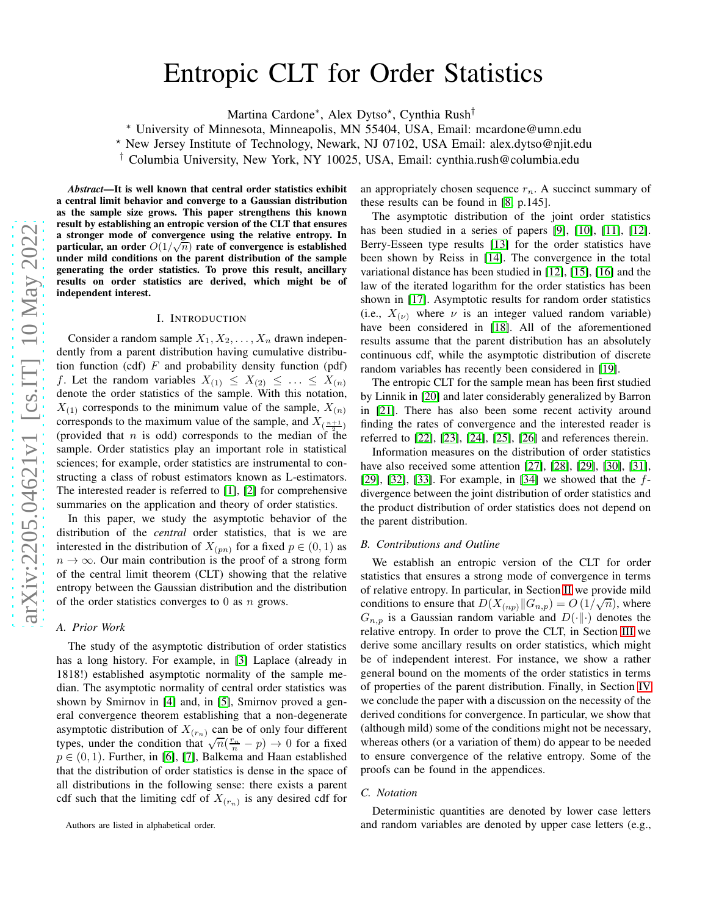# Entropic CLT for Order Statistics

Martina Cardone*, Alex Dytso⋆, Cynthia Rush†

* University of Minnesota, Minneapolis, MN 55404, USA, Email: mcardone@umn.edu

⋆ New Jersey Institute of Technology, Newark, NJ 07102, USA Email: alex.dytso@njit.edu

† Columbia University, New York, NY 10025, USA, Email: cynthia.rush@columbia.edu

***Abstract*—It is well known that central order statistics exhibit a central limit behavior and converge to a Gaussian distribution as the sample size grows. This paper strengthens this known result by establishing an entropic version of the CLT that ensures a stronger mode of convergence using the relative entropy. In particular, an order $O(1/\sqrt{n})$ rate of convergence is established under mild conditions on the parent distribution of the sample generating the order statistics. To prove this result, ancillary results on order statistics are derived, which might be of independent interest.**

## I. Introduction

Consider a random sample $X_1, X_2, \ldots, X_n$ drawn independently from a parent distribution having cumulative distribution function (cdf) $F$ and probability density function (pdf) $f$. Let the random variables $X_{(1)} \leq X_{(2)} \leq \ldots \leq X_{(n)}$ denote the order statistics of the sample. With this notation, $X_{(1)}$ corresponds to the minimum value of the sample, $X_{(n)}$ corresponds to the maximum value of the sample, and $X_{(\frac{n+1}{2})}$ (provided that $n$ is odd) corresponds to the median of the sample. Order statistics play an important role in statistical sciences; for example, order statistics are instrumental to constructing a class of robust estimators known as L-estimators. The interested reader is referred to [1], [2] for comprehensive summaries on the application and theory of order statistics.

In this paper, we study the asymptotic behavior of the distribution of the *central* order statistics, that is we are interested in the distribution of $X_{(pn)}$ for a fixed $p \in (0,1)$ as $n \to \infty$. Our main contribution is the proof of a strong form of the central limit theorem (CLT) showing that the relative entropy between the Gaussian distribution and the distribution of the order statistics converges to 0 as $n$ grows.

### A. Prior Work

The study of the asymptotic distribution of order statistics has a long history. For example, in [3] Laplace (already in 1818!) established asymptotic normality of the sample median. The asymptotic normality of central order statistics was shown by Smirnov in [4] and, in [5], Smirnov proved a general convergence theorem establishing that a non-degenerate asymptotic distribution of $X_{(r_n)}$ can be of only four different types, under the condition that $\sqrt{n}(\frac{r_n}{n} - p) \to 0$ for a fixed $p \in (0,1)$. Further, in [6], [7], Balkema and Haan established that the distribution of order statistics is dense in the space of all distributions in the following sense: there exists a parent cdf such that the limiting cdf of $X_{(r_n)}$ is any desired cdf for an appropriately chosen sequence $r_n$. A succinct summary of these results can be found in [8, p.145].

The asymptotic distribution of the joint order statistics has been studied in a series of papers [9], [10], [11], [12]. Berry-Esseen type results [13] for the order statistics have been shown by Reiss in [14]. The convergence in the total variational distance has been studied in [12], [15], [16] and the law of the iterated logarithm for the order statistics has been shown in [17]. Asymptotic results for random order statistics (i.e., $X_{(\nu)}$ where $\nu$ is an integer valued random variable) have been considered in [18]. All of the aforementioned results assume that the parent distribution has an absolutely continuous cdf, while the asymptotic distribution of discrete random variables has recently been considered in [19].

The entropic CLT for the sample mean has been first studied by Linnik in [20] and later considerably generalized by Barron in [21]. There has also been some recent activity around finding the rates of convergence and the interested reader is referred to [22], [23], [24], [25], [26] and references therein.

Information measures on the distribution of order statistics have also received some attention [27], [28], [29], [30], [31], [29], [32], [33]. For example, in [34] we showed that the $f$-divergence between the joint distribution of order statistics and the product distribution of order statistics does not depend on the parent distribution.

### B. Contributions and Outline

We establish an entropic version of the CLT for order statistics that ensures a strong mode of convergence in terms of relative entropy. In particular, in Section II we provide mild conditions to ensure that $D(X_{(np)} \| G_{n,p}) = O(1/\sqrt{n})$, where $G_{n,p}$ is a Gaussian random variable and $D(\cdot\|\cdot)$ denotes the relative entropy. In order to prove the CLT, in Section III we derive some ancillary results on order statistics, which might be of independent interest. For instance, we show a rather general bound on the moments of the order statistics in terms of properties of the parent distribution. Finally, in Section IV we conclude the paper with a discussion on the necessity of the derived conditions for convergence. In particular, we show that (although mild) some of the conditions might not be necessary, whereas others (or a variation of them) do appear to be needed to ensure convergence of the relative entropy. Some of the proofs can be found in the appendices.

### C. Notation

Deterministic quantities are denoted by lower case letters and random variables are denoted by upper case letters (e.g.,

Authors are listed in alphabetical order.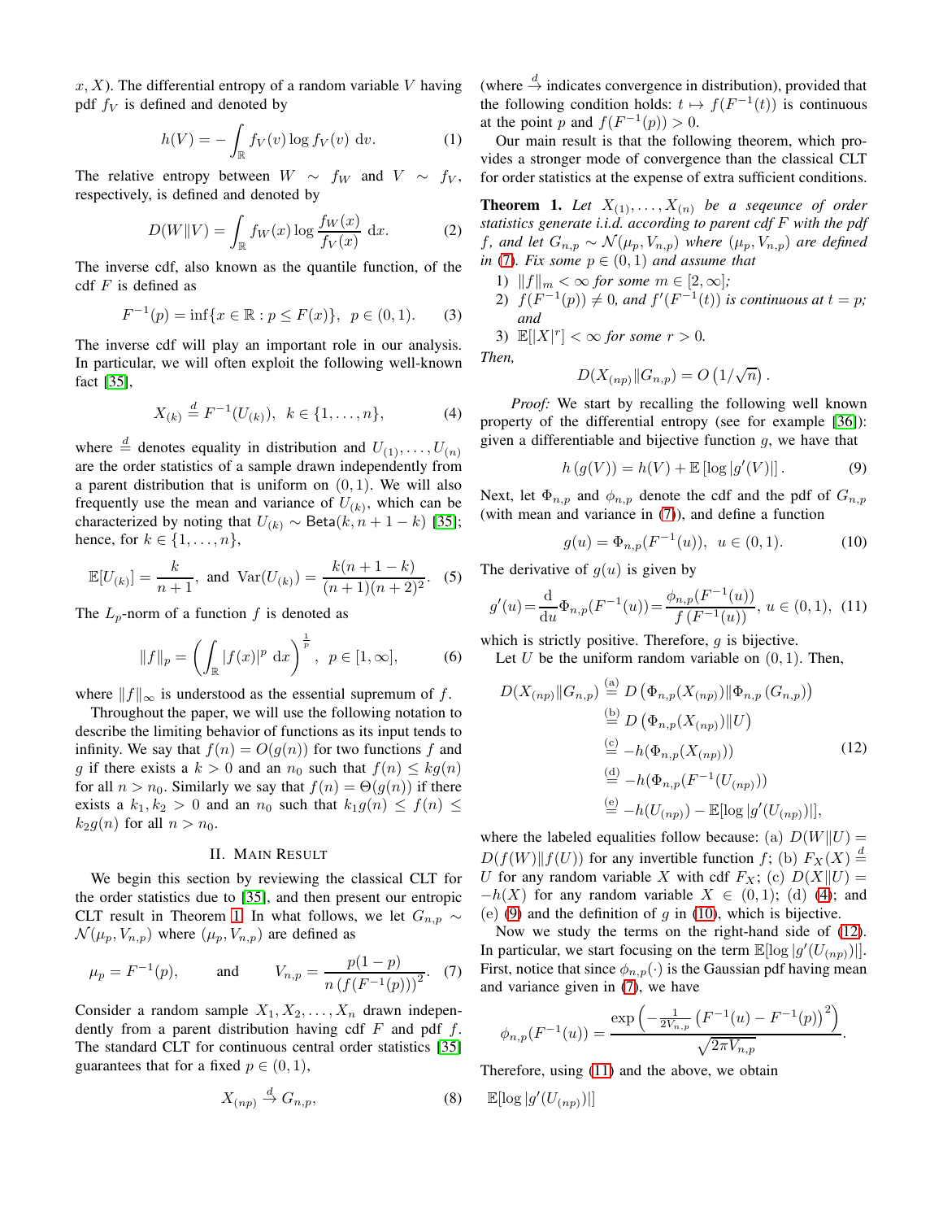$x, X$). The differential entropy of a random variable $V$ having pdf $f_V$ is defined and denoted by

$$h(V) = -\int_{\mathbb{R}} f_V(v) \log f_V(v) \, \mathrm{d}v. \tag{1}$$

The relative entropy between $W \sim f_W$ and $V \sim f_V$, respectively, is defined and denoted by

$$D(W\|V) = \int_{\mathbb{R}} f_W(x) \log \frac{f_W(x)}{f_V(x)} \, \mathrm{d}x. \tag{2}$$

The inverse cdf, also known as the quantile function, of the cdf $F$ is defined as

$$F^{-1}(p) = \inf\{x \in \mathbb{R} : p \leq F(x)\}, \ \ p \in (0,1). \tag{3}$$

The inverse cdf will play an important role in our analysis. In particular, we will often exploit the following well-known fact [35],

$$X_{(k)} \stackrel{d}{=} F^{-1}(U_{(k)}), \ \ k \in \{1, \ldots, n\}, \tag{4}$$

where $\stackrel{d}{=}$ denotes equality in distribution and $U_{(1)}, \ldots, U_{(n)}$ are the order statistics of a sample drawn independently from a parent distribution that is uniform on $(0,1)$. We will also frequently use the mean and variance of $U_{(k)}$, which can be characterized by noting that $U_{(k)} \sim \mathsf{Beta}(k, n+1-k)$ [35]; hence, for $k \in \{1, \ldots, n\}$,

$$\mathbb{E}[U_{(k)}] = \frac{k}{n+1}, \ \text{and} \ \mathrm{Var}(U_{(k)}) = \frac{k(n+1-k)}{(n+1)(n+2)^2}. \tag{5}$$

The $L_p$-norm of a function $f$ is denoted as

$$\|f\|_p = \left( \int_{\mathbb{R}} |f(x)|^p \, \mathrm{d}x \right)^{\frac{1}{p}}, \ \ p \in [1, \infty], \tag{6}$$

where $\|f\|_\infty$ is understood as the essential supremum of $f$.

Throughout the paper, we will use the following notation to describe the limiting behavior of functions as its input tends to infinity. We say that $f(n) = O(g(n))$ for two functions $f$ and $g$ if there exists a $k > 0$ and an $n_0$ such that $f(n) \leq kg(n)$ for all $n > n_0$. Similarly we say that $f(n) = \Theta(g(n))$ if there exists a $k_1, k_2 > 0$ and an $n_0$ such that $k_1 g(n) \leq f(n) \leq k_2 g(n)$ for all $n > n_0$.

## II. Main Result

We begin this section by reviewing the classical CLT for the order statistics due to [35], and then present our entropic CLT result in Theorem 1. In what follows, we let $G_{n,p} \sim \mathcal{N}(\mu_p, V_{n,p})$ where $(\mu_p, V_{n,p})$ are defined as

$$\mu_p = F^{-1}(p), \qquad \text{and} \qquad V_{n,p} = \frac{p(1-p)}{n\left(f(F^{-1}(p))\right)^2}. \tag{7}$$

Consider a random sample $X_1, X_2, \ldots, X_n$ drawn independently from a parent distribution having cdf $F$ and pdf $f$. The standard CLT for continuous central order statistics [35] guarantees that for a fixed $p \in (0,1)$,

$$X_{(np)} \xrightarrow{d} G_{n,p}, \tag{8}$$

(where $\xrightarrow{d}$ indicates convergence in distribution), provided that the following condition holds: $t \mapsto f(F^{-1}(t))$ is continuous at the point $p$ and $f(F^{-1}(p)) > 0$.

Our main result is that the following theorem, which provides a stronger mode of convergence than the classical CLT for order statistics at the expense of extra sufficient conditions.

**Theorem 1.** *Let $X_{(1)}, \ldots, X_{(n)}$ be a seqeunce of order statistics generate i.i.d. according to parent cdf $F$ with the pdf $f$, and let $G_{n,p} \sim \mathcal{N}(\mu_p, V_{n,p})$ where $(\mu_p, V_{n,p})$ are defined in (7). Fix some $p \in (0,1)$ and assume that*

1) *$\|f\|_m < \infty$ for some $m \in [2, \infty]$;*
2) *$f(F^{-1}(p)) \neq 0$, and $f'(F^{-1}(t))$ is continuous at $t = p$; and*
3) *$\mathbb{E}[|X|^r] < \infty$ for some $r > 0$.*

*Then,*

$$D(X_{(np)} \| G_{n,p}) = O\left(1/\sqrt{n}\right).$$

*Proof:* We start by recalling the following well known property of the differential entropy (see for example [36]): given a differentiable and bijective function $g$, we have that

$$h\left(g(V)\right) = h(V) + \mathbb{E}\left[\log |g'(V)|\right]. \tag{9}$$

Next, let $\Phi_{n,p}$ and $\phi_{n,p}$ denote the cdf and the pdf of $G_{n,p}$ (with mean and variance in (7)), and define a function

$$g(u) = \Phi_{n,p}(F^{-1}(u)), \ \ u \in (0,1). \tag{10}$$

The derivative of $g(u)$ is given by

$$g'(u) = \frac{\mathrm{d}}{\mathrm{d}u} \Phi_{n,p}(F^{-1}(u)) = \frac{\phi_{n,p}(F^{-1}(u))}{f\left(F^{-1}(u)\right)}, \ u \in (0,1), \tag{11}$$

which is strictly positive. Therefore, $g$ is bijective.

Let $U$ be the uniform random variable on $(0,1)$. Then,

$$\begin{aligned} D(X_{(np)} \| G_{n,p}) &\stackrel{\text{(a)}}{=} D\left(\Phi_{n,p}(X_{(np)}) \| \Phi_{n,p}\left(G_{n,p}\right)\right) \\ &\stackrel{\text{(b)}}{=} D\left(\Phi_{n,p}(X_{(np)}) \| U\right) \\ &\stackrel{\text{(c)}}{=} -h(\Phi_{n,p}(X_{(np)})) \\ &\stackrel{\text{(d)}}{=} -h(\Phi_{n,p}(F^{-1}(U_{(np)})) \\ &\stackrel{\text{(e)}}{=} -h(U_{(np)}) - \mathbb{E}[\log |g'(U_{(np)})|], \end{aligned} \tag{12}$$

where the labeled equalities follow because: (a) $D(W\|U) = D(f(W)\|f(U))$ for any invertible function $f$; (b) $F_X(X) \stackrel{d}{=} U$ for any random variable $X$ with cdf $F_X$; (c) $D(X\|U) = -h(X)$ for any random variable $X \in (0,1)$; (d) (4); and (e) (9) and the definition of $g$ in (10), which is bijective.

Now we study the terms on the right-hand side of (12). In particular, we start focusing on the term $\mathbb{E}[\log |g'(U_{(np)})|]$. First, notice that since $\phi_{n,p}(\cdot)$ is the Gaussian pdf having mean and variance given in (7), we have

$$\phi_{n,p}(F^{-1}(u)) = \frac{\exp\left(-\frac{1}{2V_{n,p}}\left(F^{-1}(u) - F^{-1}(p)\right)^2\right)}{\sqrt{2\pi V_{n,p}}}.$$

Therefore, using (11) and the above, we obtain

$\mathbb{E}[\log |g'(U_{(np)})|]$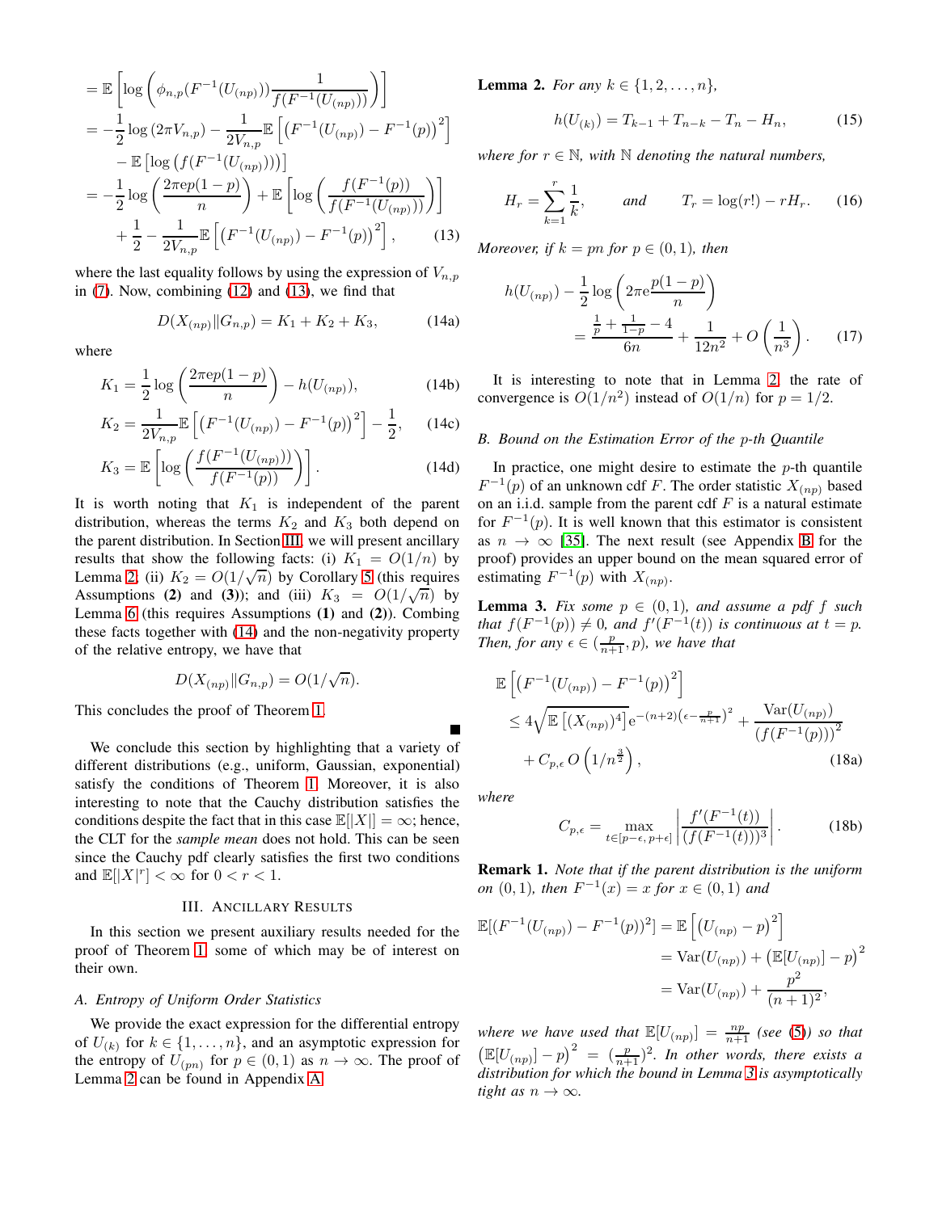$$
\begin{aligned}
&= \mathbb{E}\left[\log\left(\phi_{n,p}(F^{-1}(U_{(np)}))\frac{1}{f(F^{-1}(U_{(np)}))}\right)\right] \\
&= -\frac{1}{2}\log\left(2\pi V_{n,p}\right) - \frac{1}{2V_{n,p}}\mathbb{E}\left[\left(F^{-1}(U_{(np)}) - F^{-1}(p)\right)^2\right] \\
&\quad - \mathbb{E}\left[\log\left(f(F^{-1}(U_{(np)}))\right)\right] \\
&= -\frac{1}{2}\log\left(\frac{2\pi \mathrm{e} p(1-p)}{n}\right) + \mathbb{E}\left[\log\left(\frac{f(F^{-1}(p))}{f(F^{-1}(U_{(np)}))}\right)\right] \\
&\quad + \frac{1}{2} - \frac{1}{2V_{n,p}}\mathbb{E}\left[\left(F^{-1}(U_{(np)}) - F^{-1}(p)\right)^2\right], \qquad (13)
\end{aligned}
$$

where the last equality follows by using the expression of $V_{n,p}$ in (7). Now, combining (12) and (13), we find that

$$
D(X_{(np)} \| G_{n,p}) = K_1 + K_2 + K_3, \qquad (14a)
$$

where

$$
K_1 = \frac{1}{2}\log\left(\frac{2\pi \mathrm{e} p(1-p)}{n}\right) - h(U_{(np)}), \qquad (14b)
$$

$$
K_2 = \frac{1}{2V_{n,p}}\mathbb{E}\left[\left(F^{-1}(U_{(np)}) - F^{-1}(p)\right)^2\right] - \frac{1}{2}, \qquad (14c)
$$

$$
K_3 = \mathbb{E}\left[\log\left(\frac{f(F^{-1}(U_{(np)}))}{f(F^{-1}(p))}\right)\right]. \qquad (14d)
$$

It is worth noting that $K_1$ is independent of the parent distribution, whereas the terms $K_2$ and $K_3$ both depend on the parent distribution. In Section III, we will present ancillary results that show the following facts: (i) $K_1 = O(1/n)$ by Lemma 2; (ii) $K_2 = O(1/\sqrt{n})$ by Corollary 5 (this requires Assumptions **(2)** and **(3)**); and (iii) $K_3 = O(1/\sqrt{n})$ by Lemma 6 (this requires Assumptions **(1)** and **(2)**). Combing these facts together with (14) and the non-negativity property of the relative entropy, we have that

$$
D(X_{(np)} \| G_{n,p}) = O(1/\sqrt{n}).
$$

This concludes the proof of Theorem 1. ■

We conclude this section by highlighting that a variety of different distributions (e.g., uniform, Gaussian, exponential) satisfy the conditions of Theorem 1. Moreover, it is also interesting to note that the Cauchy distribution satisfies the conditions despite the fact that in this case $\mathbb{E}[|X|] = \infty$; hence, the CLT for the *sample mean* does not hold. This can be seen since the Cauchy pdf clearly satisfies the first two conditions and $\mathbb{E}[|X|^r] < \infty$ for $0 < r < 1$.

## III. Ancillary Results

In this section we present auxiliary results needed for the proof of Theorem 1, some of which may be of interest on their own.

### A. Entropy of Uniform Order Statistics

We provide the exact expression for the differential entropy of $U_{(k)}$ for $k \in \{1, \dots, n\}$, and an asymptotic expression for the entropy of $U_{(pn)}$ for $p \in (0,1)$ as $n \to \infty$. The proof of Lemma 2 can be found in Appendix A.

**Lemma 2.** *For any $k \in \{1, 2, \dots, n\}$,*

$$
h(U_{(k)}) = T_{k-1} + T_{n-k} - T_n - H_n, \qquad (15)
$$

*where for $r \in \mathbb{N}$, with $\mathbb{N}$ denoting the natural numbers,*

$$
H_r = \sum_{k=1}^{r} \frac{1}{k}, \qquad \text{and} \qquad T_r = \log(r!) - rH_r. \qquad (16)
$$

*Moreover, if $k = pn$ for $p \in (0,1)$, then*

$$
\begin{aligned}
h(U_{(np)}) - \frac{1}{2}\log\left(2\pi\mathrm{e}\frac{p(1-p)}{n}\right) \\
= \frac{\frac{1}{p} + \frac{1}{1-p} - 4}{6n} + \frac{1}{12n^2} + O\left(\frac{1}{n^3}\right). \qquad (17)
\end{aligned}
$$

It is interesting to note that in Lemma 2, the rate of convergence is $O(1/n^2)$ instead of $O(1/n)$ for $p = 1/2$.

### B. Bound on the Estimation Error of the $p$-th Quantile

In practice, one might desire to estimate the $p$-th quantile $F^{-1}(p)$ of an unknown cdf $F$. The order statistic $X_{(np)}$ based on an i.i.d. sample from the parent cdf $F$ is a natural estimate for $F^{-1}(p)$. It is well known that this estimator is consistent as $n \to \infty$ [35]. The next result (see Appendix B for the proof) provides an upper bound on the mean squared error of estimating $F^{-1}(p)$ with $X_{(np)}$.

**Lemma 3.** *Fix some $p \in (0,1)$, and assume a pdf $f$ such that $f(F^{-1}(p)) \neq 0$, and $f'(F^{-1}(t))$ is continuous at $t = p$. Then, for any $\epsilon \in (\frac{p}{n+1}, p)$, we have that*

$$
\begin{aligned}
&\mathbb{E}\left[\left(F^{-1}(U_{(np)}) - F^{-1}(p)\right)^2\right] \\
&\leq 4\sqrt{\mathbb{E}\left[(X_{(np)})^4\right]}\,\mathrm{e}^{-(n+2)\left(\epsilon - \frac{p}{n+1}\right)^2} + \frac{\mathrm{Var}(U_{(np)})}{\left(f(F^{-1}(p))\right)^2} \\
&\quad + C_{p,\epsilon}\, O\left(1/n^{\frac{3}{2}}\right), \qquad (18a)
\end{aligned}
$$

*where*

$$
C_{p,\epsilon} = \max_{t \in [p-\epsilon, p+\epsilon]} \left| \frac{f'(F^{-1}(t))}{(f(F^{-1}(t)))^3} \right|. \qquad (18b)
$$

**Remark 1.** *Note that if the parent distribution is the uniform on $(0,1)$, then $F^{-1}(x) = x$ for $x \in (0,1)$ and*

$$
\begin{aligned}
\mathbb{E}[(F^{-1}(U_{(np)}) - F^{-1}(p))^2] &= \mathbb{E}\left[\left(U_{(np)} - p\right)^2\right] \\
&= \mathrm{Var}(U_{(np)}) + \left(\mathbb{E}[U_{(np)}] - p\right)^2 \\
&= \mathrm{Var}(U_{(np)}) + \frac{p^2}{(n+1)^2},
\end{aligned}
$$

*where we have used that $\mathbb{E}[U_{(np)}] = \frac{np}{n+1}$ (see (5)) so that $\left(\mathbb{E}[U_{(np)}] - p\right)^2 = (\frac{p}{n+1})^2$. In other words, there exists a distribution for which the bound in Lemma 3 is asymptotically tight as $n \to \infty$.*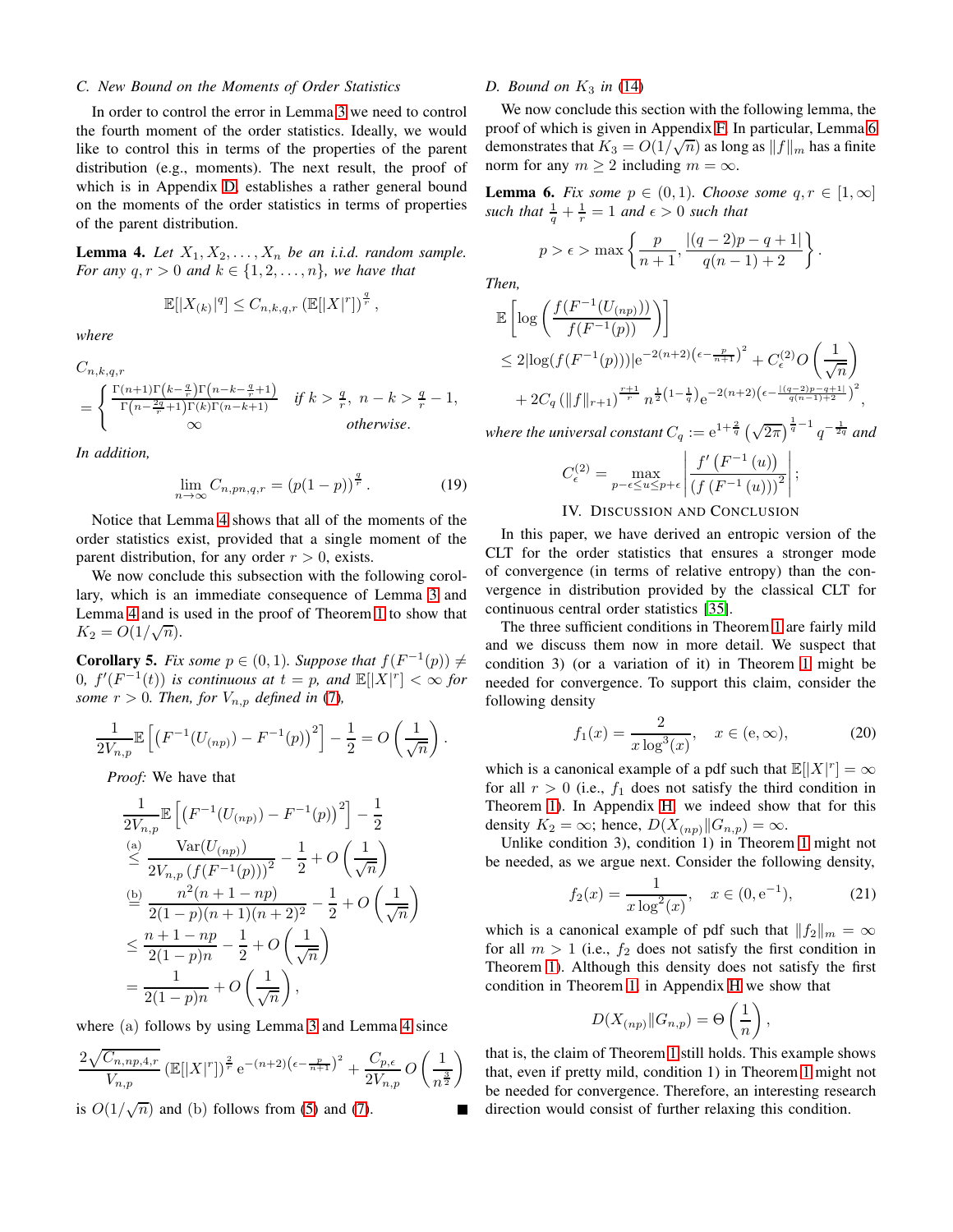### C. New Bound on the Moments of Order Statistics

In order to control the error in Lemma 3 we need to control the fourth moment of the order statistics. Ideally, we would like to control this in terms of the properties of the parent distribution (e.g., moments). The next result, the proof of which is in Appendix D, establishes a rather general bound on the moments of the order statistics in terms of properties of the parent distribution.

**Lemma 4.** *Let $X_1, X_2, \ldots, X_n$ be an i.i.d. random sample. For any $q, r > 0$ and $k \in \{1, 2, \ldots, n\}$, we have that*

$$\mathbb{E}[|X_{(k)}|^q] \le C_{n,k,q,r} \left(\mathbb{E}[|X|^r]\right)^{\frac{q}{r}},$$

*where*

$$C_{n,k,q,r} = \begin{cases} \frac{\Gamma(n+1)\Gamma\left(k-\frac{q}{r}\right)\Gamma\left(n-k-\frac{q}{r}+1\right)}{\Gamma\left(n-\frac{2q}{r}+1\right)\Gamma(k)\Gamma(n-k+1)} & \text{if } k > \frac{q}{r},\ n-k > \frac{q}{r}-1, \\ \infty & \text{otherwise.} \end{cases}$$

*In addition,*

$$\lim_{n\to\infty} C_{n,pn,q,r} = (p(1-p))^{\frac{q}{r}}. \tag{19}$$

Notice that Lemma 4 shows that all of the moments of the order statistics exist, provided that a single moment of the parent distribution, for any order $r > 0$, exists.

We now conclude this subsection with the following corollary, which is an immediate consequence of Lemma 3 and Lemma 4 and is used in the proof of Theorem 1 to show that $K_2 = O(1/\sqrt{n})$.

**Corollary 5.** *Fix some $p \in (0, 1)$. Suppose that $f(F^{-1}(p)) \neq 0$, $f'(F^{-1}(t))$ is continuous at $t = p$, and $\mathbb{E}[|X|^r] < \infty$ for some $r > 0$. Then, for $V_{n,p}$ defined in (7),*

$$\frac{1}{2V_{n,p}}\mathbb{E}\left[\left(F^{-1}(U_{(np)}) - F^{-1}(p)\right)^2\right] - \frac{1}{2} = O\left(\frac{1}{\sqrt{n}}\right).$$

*Proof:* We have that

$$\begin{aligned}
&\frac{1}{2V_{n,p}}\mathbb{E}\left[\left(F^{-1}(U_{(np)}) - F^{-1}(p)\right)^2\right] - \frac{1}{2} \\
&\overset{(a)}{\le} \frac{\mathrm{Var}(U_{(np)})}{2V_{n,p}\left(f(F^{-1}(p))\right)^2} - \frac{1}{2} + O\left(\frac{1}{\sqrt{n}}\right) \\
&\overset{(b)}{=} \frac{n^2(n+1-np)}{2(1-p)(n+1)(n+2)^2} - \frac{1}{2} + O\left(\frac{1}{\sqrt{n}}\right) \\
&\le \frac{n+1-np}{2(1-p)n} - \frac{1}{2} + O\left(\frac{1}{\sqrt{n}}\right) \\
&= \frac{1}{2(1-p)n} + O\left(\frac{1}{\sqrt{n}}\right),
\end{aligned}$$

where (a) follows by using Lemma 3 and Lemma 4 since

$$\frac{2\sqrt{C_{n,np,4,r}}}{V_{n,p}}\left(\mathbb{E}[|X|^r]\right)^{\frac{2}{r}} \mathrm{e}^{-(n+2)\left(\epsilon - \frac{p}{n+1}\right)^2} + \frac{C_{p,\epsilon}}{2V_{n,p}} O\left(\frac{1}{n^{\frac{3}{2}}}\right)$$

is $O(1/\sqrt{n})$ and (b) follows from (5) and (7). ∎

### D. Bound on $K_3$ in (14)

We now conclude this section with the following lemma, the proof of which is given in Appendix F. In particular, Lemma 6 demonstrates that $K_3 = O(1/\sqrt{n})$ as long as $\|f\|_m$ has a finite norm for any $m \ge 2$ including $m = \infty$.

**Lemma 6.** *Fix some $p \in (0, 1)$. Choose some $q, r \in [1, \infty]$ such that $\frac{1}{q} + \frac{1}{r} = 1$ and $\epsilon > 0$ such that*

$$p > \epsilon > \max\left\{\frac{p}{n+1}, \frac{|(q-2)p - q + 1|}{q(n-1)+2}\right\}.$$

*Then,*

$$\begin{aligned}
&\mathbb{E}\left[\log\left(\frac{f(F^{-1}(U_{(np)}))}{f(F^{-1}(p))}\right)\right] \\
&\le 2|\log(f(F^{-1}(p)))|\mathrm{e}^{-2(n+2)\left(\epsilon - \frac{p}{n+1}\right)^2} + C_\epsilon^{(2)} O\left(\frac{1}{\sqrt{n}}\right) \\
&\quad + 2C_q\left(\|f\|_{r+1}\right)^{\frac{r+1}{r}} n^{\frac{1}{2}\left(1-\frac{1}{q}\right)} \mathrm{e}^{-2(n+2)\left(\epsilon - \frac{|(q-2)p-q+1|}{q(n-1)+2}\right)^2},
\end{aligned}$$

*where the universal constant $C_q := \mathrm{e}^{1+\frac{2}{q}}\left(\sqrt{2\pi}\right)^{\frac{1}{q}-1} q^{-\frac{1}{2q}}$ and*

$$C_\epsilon^{(2)} = \max_{p-\epsilon \le u \le p+\epsilon}\left|\frac{f'\left(F^{-1}(u)\right)}{\left(f\left(F^{-1}(u)\right)\right)^2}\right|;$$

## IV. Discussion and Conclusion

In this paper, we have derived an entropic version of the CLT for the order statistics that ensures a stronger mode of convergence (in terms of relative entropy) than the convergence in distribution provided by the classical CLT for continuous central order statistics [35].

The three sufficient conditions in Theorem 1 are fairly mild and we discuss them now in more detail. We suspect that condition 3) (or a variation of it) in Theorem 1 might be needed for convergence. To support this claim, consider the following density

$$f_1(x) = \frac{2}{x\log^3(x)}, \quad x \in (\mathrm{e}, \infty), \tag{20}$$

which is a canonical example of a pdf such that $\mathbb{E}[|X|^r] = \infty$ for all $r > 0$ (i.e., $f_1$ does not satisfy the third condition in Theorem 1). In Appendix H, we indeed show that for this density $K_2 = \infty$; hence, $D(X_{(np)}\|G_{n,p}) = \infty$.

Unlike condition 3), condition 1) in Theorem 1 might not be needed, as we argue next. Consider the following density,

$$f_2(x) = \frac{1}{x\log^2(x)}, \quad x \in (0, \mathrm{e}^{-1}), \tag{21}$$

which is a canonical example of pdf such that $\|f_2\|_m = \infty$ for all $m > 1$ (i.e., $f_2$ does not satisfy the first condition in Theorem 1). Although this density does not satisfy the first condition in Theorem 1, in Appendix H we show that

$$D(X_{(np)}\|G_{n,p}) = \Theta\left(\frac{1}{n}\right),$$

that is, the claim of Theorem 1 still holds. This example shows that, even if pretty mild, condition 1) in Theorem 1 might not be needed for convergence. Therefore, an interesting research direction would consist of further relaxing this condition.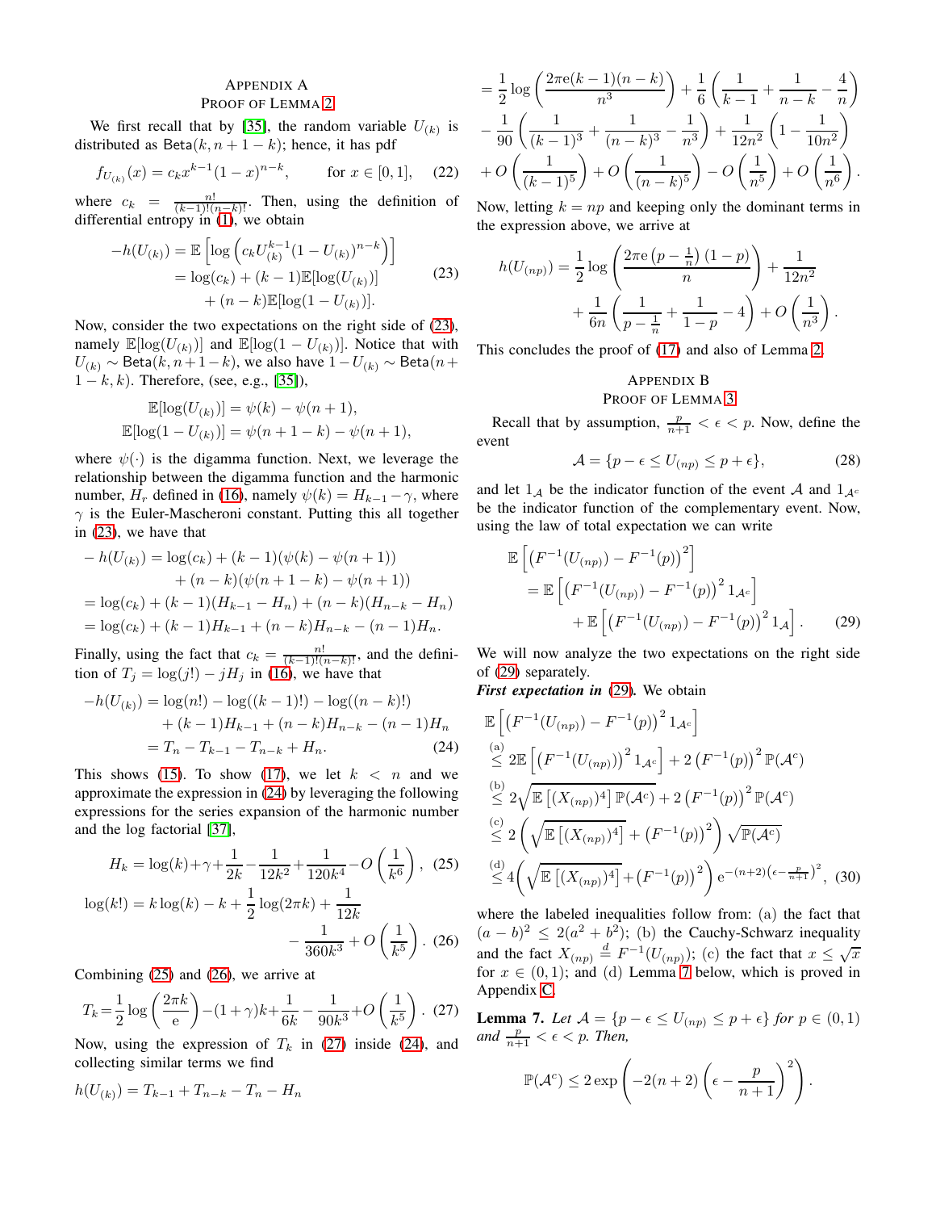## Appendix A
## Proof of Lemma 2

We first recall that by [35], the random variable $U_{(k)}$ is distributed as $\mathsf{Beta}(k, n+1-k)$; hence, it has pdf

$$f_{U_{(k)}}(x) = c_k x^{k-1}(1-x)^{n-k}, \qquad \text{for } x \in [0,1], \tag{22}$$

where $c_k = \frac{n!}{(k-1)!(n-k)!}$. Then, using the definition of differential entropy in (1), we obtain

$$\begin{aligned}
-h(U_{(k)}) &= \mathbb{E}\left[\log\left(c_k U_{(k)}^{k-1}(1-U_{(k)})^{n-k}\right)\right] \\
&= \log(c_k) + (k-1)\mathbb{E}[\log(U_{(k)})] \\
&\quad + (n-k)\mathbb{E}[\log(1-U_{(k)})].
\end{aligned} \tag{23}$$

Now, consider the two expectations on the right side of (23), namely $\mathbb{E}[\log(U_{(k)})]$ and $\mathbb{E}[\log(1-U_{(k)})]$. Notice that with $U_{(k)} \sim \mathsf{Beta}(k, n+1-k)$, we also have $1-U_{(k)} \sim \mathsf{Beta}(n+1-k, k)$. Therefore, (see, e.g., [35]),

$$\begin{aligned}
\mathbb{E}[\log(U_{(k)})] &= \psi(k) - \psi(n+1), \\
\mathbb{E}[\log(1-U_{(k)})] &= \psi(n+1-k) - \psi(n+1),
\end{aligned}$$

where $\psi(\cdot)$ is the digamma function. Next, we leverage the relationship between the digamma function and the harmonic number, $H_r$ defined in (16), namely $\psi(k) = H_{k-1} - \gamma$, where $\gamma$ is the Euler-Mascheroni constant. Putting this all together in (23), we have that

$$\begin{aligned}
&-h(U_{(k)}) = \log(c_k) + (k-1)(\psi(k) - \psi(n+1)) \\
&\qquad\qquad + (n-k)(\psi(n+1-k) - \psi(n+1)) \\
&= \log(c_k) + (k-1)(H_{k-1} - H_n) + (n-k)(H_{n-k} - H_n) \\
&= \log(c_k) + (k-1)H_{k-1} + (n-k)H_{n-k} - (n-1)H_n.
\end{aligned}$$

Finally, using the fact that $c_k = \frac{n!}{(k-1)!(n-k)!}$, and the definition of $T_j = \log(j!) - jH_j$ in (16), we have that

$$\begin{aligned}
-h(U_{(k)}) &= \log(n!) - \log((k-1)!) - \log((n-k)!) \\
&\quad + (k-1)H_{k-1} + (n-k)H_{n-k} - (n-1)H_n \\
&= T_n - T_{k-1} - T_{n-k} + H_n.
\end{aligned} \tag{24}$$

This shows (15). To show (17), we let $k < n$ and we approximate the expression in (24) by leveraging the following expressions for the series expansion of the harmonic number and the log factorial [37],

$$H_k = \log(k) + \gamma + \frac{1}{2k} - \frac{1}{12k^2} + \frac{1}{120k^4} - O\left(\frac{1}{k^6}\right), \tag{25}$$

$$\log(k!) = k\log(k) - k + \frac{1}{2}\log(2\pi k) + \frac{1}{12k} - \frac{1}{360k^3} + O\left(\frac{1}{k^5}\right). \tag{26}$$

Combining (25) and (26), we arrive at

$$T_k = \frac{1}{2}\log\left(\frac{2\pi k}{\mathrm{e}}\right) - (1+\gamma)k + \frac{1}{6k} - \frac{1}{90k^3} + O\left(\frac{1}{k^5}\right). \tag{27}$$

Now, using the expression of $T_k$ in (27) inside (24), and collecting similar terms we find

$$\begin{aligned}
h(U_{(k)}) &= T_{k-1} + T_{n-k} - T_n - H_n \\
&= \frac{1}{2}\log\left(\frac{2\pi\mathrm{e}(k-1)(n-k)}{n^3}\right) + \frac{1}{6}\left(\frac{1}{k-1} + \frac{1}{n-k} - \frac{4}{n}\right) \\
&\quad - \frac{1}{90}\left(\frac{1}{(k-1)^3} + \frac{1}{(n-k)^3} - \frac{1}{n^3}\right) + \frac{1}{12n^2}\left(1 - \frac{1}{10n^2}\right) \\
&\quad + O\left(\frac{1}{(k-1)^5}\right) + O\left(\frac{1}{(n-k)^5}\right) - O\left(\frac{1}{n^5}\right) + O\left(\frac{1}{n^6}\right).
\end{aligned}$$

Now, letting $k = np$ and keeping only the dominant terms in the expression above, we arrive at

$$\begin{aligned}
h(U_{(np)}) &= \frac{1}{2}\log\left(\frac{2\pi\mathrm{e}\left(p - \frac{1}{n}\right)(1-p)}{n}\right) + \frac{1}{12n^2} \\
&\quad + \frac{1}{6n}\left(\frac{1}{p - \frac{1}{n}} + \frac{1}{1-p} - 4\right) + O\left(\frac{1}{n^3}\right).
\end{aligned}$$

This concludes the proof of (17) and also of Lemma 2.

## Appendix B
## Proof of Lemma 3

Recall that by assumption, $\frac{p}{n+1} < \epsilon < p$. Now, define the event

$$\mathcal{A} = \{p - \epsilon \le U_{(np)} \le p + \epsilon\}, \tag{28}$$

and let $1_{\mathcal{A}}$ be the indicator function of the event $\mathcal{A}$ and $1_{\mathcal{A}^c}$ be the indicator function of the complementary event. Now, using the law of total expectation we can write

$$\begin{aligned}
&\mathbb{E}\left[\left(F^{-1}(U_{(np)}) - F^{-1}(p)\right)^2\right] \\
&\quad = \mathbb{E}\left[\left(F^{-1}(U_{(np)}) - F^{-1}(p)\right)^2 1_{\mathcal{A}^c}\right] \\
&\qquad + \mathbb{E}\left[\left(F^{-1}(U_{(np)}) - F^{-1}(p)\right)^2 1_{\mathcal{A}}\right].
\end{aligned} \tag{29}$$

We will now analyze the two expectations on the right side of (29) separately.

***First expectation in* (29).** We obtain

$$\begin{aligned}
&\mathbb{E}\left[\left(F^{-1}(U_{(np)}) - F^{-1}(p)\right)^2 1_{\mathcal{A}^c}\right] \\
&\overset{\text{(a)}}{\le} 2\mathbb{E}\left[\left(F^{-1}(U_{(np)})\right)^2 1_{\mathcal{A}^c}\right] + 2\left(F^{-1}(p)\right)^2 \mathbb{P}(\mathcal{A}^c) \\
&\overset{\text{(b)}}{\le} 2\sqrt{\mathbb{E}\left[(X_{(np)})^4\right]\mathbb{P}(\mathcal{A}^c)} + 2\left(F^{-1}(p)\right)^2 \mathbb{P}(\mathcal{A}^c) \\
&\overset{\text{(c)}}{\le} 2\left(\sqrt{\mathbb{E}\left[(X_{(np)})^4\right]} + \left(F^{-1}(p)\right)^2\right)\sqrt{\mathbb{P}(\mathcal{A}^c)} \\
&\overset{\text{(d)}}{\le} 4\left(\sqrt{\mathbb{E}\left[(X_{(np)})^4\right]} + \left(F^{-1}(p)\right)^2\right)\mathrm{e}^{-(n+2)\left(\epsilon - \frac{p}{n+1}\right)^2},
\end{aligned} \tag{30}$$

where the labeled inequalities follow from: (a) the fact that $(a-b)^2 \le 2(a^2+b^2)$; (b) the Cauchy-Schwarz inequality and the fact $X_{(np)} \overset{d}{=} F^{-1}(U_{(np)})$; (c) the fact that $x \le \sqrt{x}$ for $x \in (0,1)$; and (d) Lemma 7 below, which is proved in Appendix C.

**Lemma 7.** *Let $\mathcal{A} = \{p - \epsilon \le U_{(np)} \le p + \epsilon\}$ for $p \in (0,1)$ and $\frac{p}{n+1} < \epsilon < p$. Then,*

$$\mathbb{P}(\mathcal{A}^c) \le 2\exp\left(-2(n+2)\left(\epsilon - \frac{p}{n+1}\right)^2\right).$$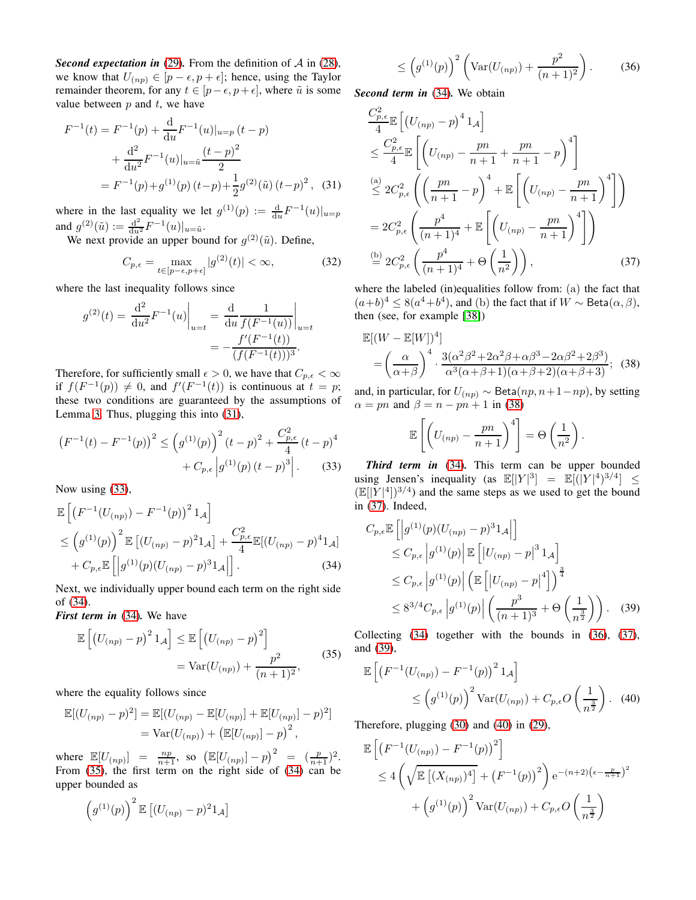***Second expectation in* (29).** From the definition of $\mathcal{A}$ in (28), we know that $U_{(np)} \in [p-\epsilon, p+\epsilon]$; hence, using the Taylor remainder theorem, for any $t \in [p-\epsilon, p+\epsilon]$, where $\tilde{u}$ is some value between $p$ and $t$, we have

$$
\begin{aligned}
F^{-1}(t) &= F^{-1}(p) + \frac{\mathrm{d}}{\mathrm{d}u}F^{-1}(u)|_{u=p}\,(t-p) \\
&\quad + \frac{\mathrm{d}^2}{\mathrm{d}u^2}F^{-1}(u)|_{u=\tilde{u}}\frac{(t-p)^2}{2} \\
&= F^{-1}(p) + g^{(1)}(p)\,(t-p) + \frac{1}{2}g^{(2)}(\tilde{u})\,(t-p)^2, \quad (31)
\end{aligned}
$$

where in the last equality we let $g^{(1)}(p) := \frac{\mathrm{d}}{\mathrm{d}u}F^{-1}(u)|_{u=p}$ and $g^{(2)}(\tilde{u}) := \frac{\mathrm{d}^2}{\mathrm{d}u^2}F^{-1}(u)|_{u=\tilde{u}}$.

We next provide an upper bound for $g^{(2)}(\tilde{u})$. Define,

$$
C_{p,\epsilon} = \max_{t\in[p-\epsilon,p+\epsilon]} |g^{(2)}(t)| < \infty, \quad (32)
$$

where the last inequality follows since

$$
\begin{aligned}
g^{(2)}(t) = \frac{\mathrm{d}^2}{\mathrm{d}u^2}F^{-1}(u)\bigg|_{u=t} &= \frac{\mathrm{d}}{\mathrm{d}u}\frac{1}{f(F^{-1}(u))}\bigg|_{u=t} \\
&= -\frac{f'(F^{-1}(t))}{(f(F^{-1}(t)))^3}.
\end{aligned}
$$

Therefore, for sufficiently small $\epsilon > 0$, we have that $C_{p,\epsilon} < \infty$ if $f(F^{-1}(p)) \neq 0$, and $f'(F^{-1}(t))$ is continuous at $t = p$; these two conditions are guaranteed by the assumptions of Lemma 3. Thus, plugging this into (31),

$$
\begin{aligned}
\left(F^{-1}(t) - F^{-1}(p)\right)^2 &\leq \left(g^{(1)}(p)\right)^2 (t-p)^2 + \frac{C_{p,\epsilon}^2}{4}(t-p)^4 \\
&\quad + C_{p,\epsilon}\left|g^{(1)}(p)\,(t-p)^3\right|. \quad (33)
\end{aligned}
$$

Now using (33),

$$
\begin{aligned}
&\mathbb{E}\left[\left(F^{-1}(U_{(np)}) - F^{-1}(p)\right)^2 1_{\mathcal{A}}\right] \\
&\leq \left(g^{(1)}(p)\right)^2 \mathbb{E}\left[(U_{(np)}-p)^2 1_{\mathcal{A}}\right] + \frac{C_{p,\epsilon}^2}{4}\mathbb{E}[(U_{(np)}-p)^4 1_{\mathcal{A}}] \\
&\quad + C_{p,\epsilon}\mathbb{E}\left[\left|g^{(1)}(p)(U_{(np)}-p)^3 1_{\mathcal{A}}\right|\right]. \quad (34)
\end{aligned}
$$

Next, we individually upper bound each term on the right side of (34).

***First term in* (34).** We have

$$
\begin{aligned}
\mathbb{E}\left[\left(U_{(np)}-p\right)^2 1_{\mathcal{A}}\right] &\leq \mathbb{E}\left[\left(U_{(np)}-p\right)^2\right] \\
&= \mathrm{Var}(U_{(np)}) + \frac{p^2}{(n+1)^2}, \quad (35)
\end{aligned}
$$

where the equality follows since

$$
\begin{aligned}
\mathbb{E}[(U_{(np)}-p)^2] &= \mathbb{E}[(U_{(np)} - \mathbb{E}[U_{(np)}] + \mathbb{E}[U_{(np)}] - p)^2] \\
&= \mathrm{Var}(U_{(np)}) + \left(\mathbb{E}[U_{(np)}] - p\right)^2,
\end{aligned}
$$

where $\mathbb{E}[U_{(np)}] = \frac{np}{n+1}$, so $\left(\mathbb{E}[U_{(np)}] - p\right)^2 = (\frac{p}{n+1})^2$. From (35), the first term on the right side of (34) can be upper bounded as

$$
\begin{aligned}
&\left(g^{(1)}(p)\right)^2 \mathbb{E}\left[(U_{(np)}-p)^2 1_{\mathcal{A}}\right] \\
&\leq \left(g^{(1)}(p)\right)^2 \left(\mathrm{Var}(U_{(np)}) + \frac{p^2}{(n+1)^2}\right). \quad (36)
\end{aligned}
$$

***Second term in* (34).** We obtain

$$
\begin{aligned}
&\frac{C_{p,\epsilon}^2}{4}\mathbb{E}\left[\left(U_{(np)}-p\right)^4 1_{\mathcal{A}}\right] \\
&\leq \frac{C_{p,\epsilon}^2}{4}\mathbb{E}\left[\left(U_{(np)} - \frac{pn}{n+1} + \frac{pn}{n+1} - p\right)^4\right] \\
&\stackrel{\text{(a)}}{\leq} 2C_{p,\epsilon}^2\left(\left(\frac{pn}{n+1} - p\right)^4 + \mathbb{E}\left[\left(U_{(np)} - \frac{pn}{n+1}\right)^4\right]\right) \\
&= 2C_{p,\epsilon}^2\left(\frac{p^4}{(n+1)^4} + \mathbb{E}\left[\left(U_{(np)} - \frac{pn}{n+1}\right)^4\right]\right) \\
&\stackrel{\text{(b)}}{=} 2C_{p,\epsilon}^2\left(\frac{p^4}{(n+1)^4} + \Theta\left(\frac{1}{n^2}\right)\right), \quad (37)
\end{aligned}
$$

where the labeled (in)equalities follow from: (a) the fact that $(a+b)^4 \leq 8(a^4+b^4)$, and (b) the fact that if $W \sim \mathsf{Beta}(\alpha,\beta)$, then (see, for example [38])

$$
\begin{aligned}
&\mathbb{E}[(W-\mathbb{E}[W])^4] \\
&= \left(\frac{\alpha}{\alpha+\beta}\right)^4 \cdot \frac{3(\alpha^2\beta^2 + 2\alpha^2\beta + \alpha\beta^3 - 2\alpha\beta^2 + 2\beta^3)}{\alpha^3(\alpha+\beta+1)(\alpha+\beta+2)(\alpha+\beta+3)}; \quad (38)
\end{aligned}
$$

and, in particular, for $U_{(np)} \sim \mathsf{Beta}(np, n+1-np)$, by setting $\alpha = pn$ and $\beta = n - pn + 1$ in (38)

$$
\mathbb{E}\left[\left(U_{(np)} - \frac{pn}{n+1}\right)^4\right] = \Theta\left(\frac{1}{n^2}\right).
$$

***Third term in* (34).** This term can be upper bounded using Jensen's inequality (as $\mathbb{E}[|Y|^3] = \mathbb{E}[(|Y|^4)^{3/4}] \leq (\mathbb{E}[|Y|^4])^{3/4}$) and the same steps as we used to get the bound in (37). Indeed,

$$
\begin{aligned}
C_{p,\epsilon}\mathbb{E}&\left[\left|g^{(1)}(p)(U_{(np)}-p)^3 1_{\mathcal{A}}\right|\right] \\
&\leq C_{p,\epsilon}\left|g^{(1)}(p)\right|\mathbb{E}\left[\left|U_{(np)}-p\right|^3 1_{\mathcal{A}}\right] \\
&\leq C_{p,\epsilon}\left|g^{(1)}(p)\right|\left(\mathbb{E}\left[\left|U_{(np)}-p\right|^4\right]\right)^{\frac{3}{4}} \\
&\leq 8^{3/4}C_{p,\epsilon}\left|g^{(1)}(p)\right|\left(\frac{p^3}{(n+1)^3} + \Theta\left(\frac{1}{n^{\frac{3}{2}}}\right)\right). \quad (39)
\end{aligned}
$$

Collecting (34) together with the bounds in (36), (37), and (39),

$$
\begin{aligned}
&\mathbb{E}\left[\left(F^{-1}(U_{(np)}) - F^{-1}(p)\right)^2 1_{\mathcal{A}}\right] \\
&\qquad \leq \left(g^{(1)}(p)\right)^2 \mathrm{Var}(U_{(np)}) + C_{p,\epsilon}O\left(\frac{1}{n^{\frac{3}{2}}}\right). \quad (40)
\end{aligned}
$$

Therefore, plugging (30) and (40) in (29),

$$
\begin{aligned}
&\mathbb{E}\left[\left(F^{-1}(U_{(np)}) - F^{-1}(p)\right)^2\right] \\
&\leq 4\left(\sqrt{\mathbb{E}\left[(X_{(np)})^4\right]} + \left(F^{-1}(p)\right)^2\right)\mathrm{e}^{-(n+2)\left(\epsilon - \frac{p}{n+1}\right)^2} \\
&\quad + \left(g^{(1)}(p)\right)^2 \mathrm{Var}(U_{(np)}) + C_{p,\epsilon}O\left(\frac{1}{n^{\frac{3}{2}}}\right)
\end{aligned}
$$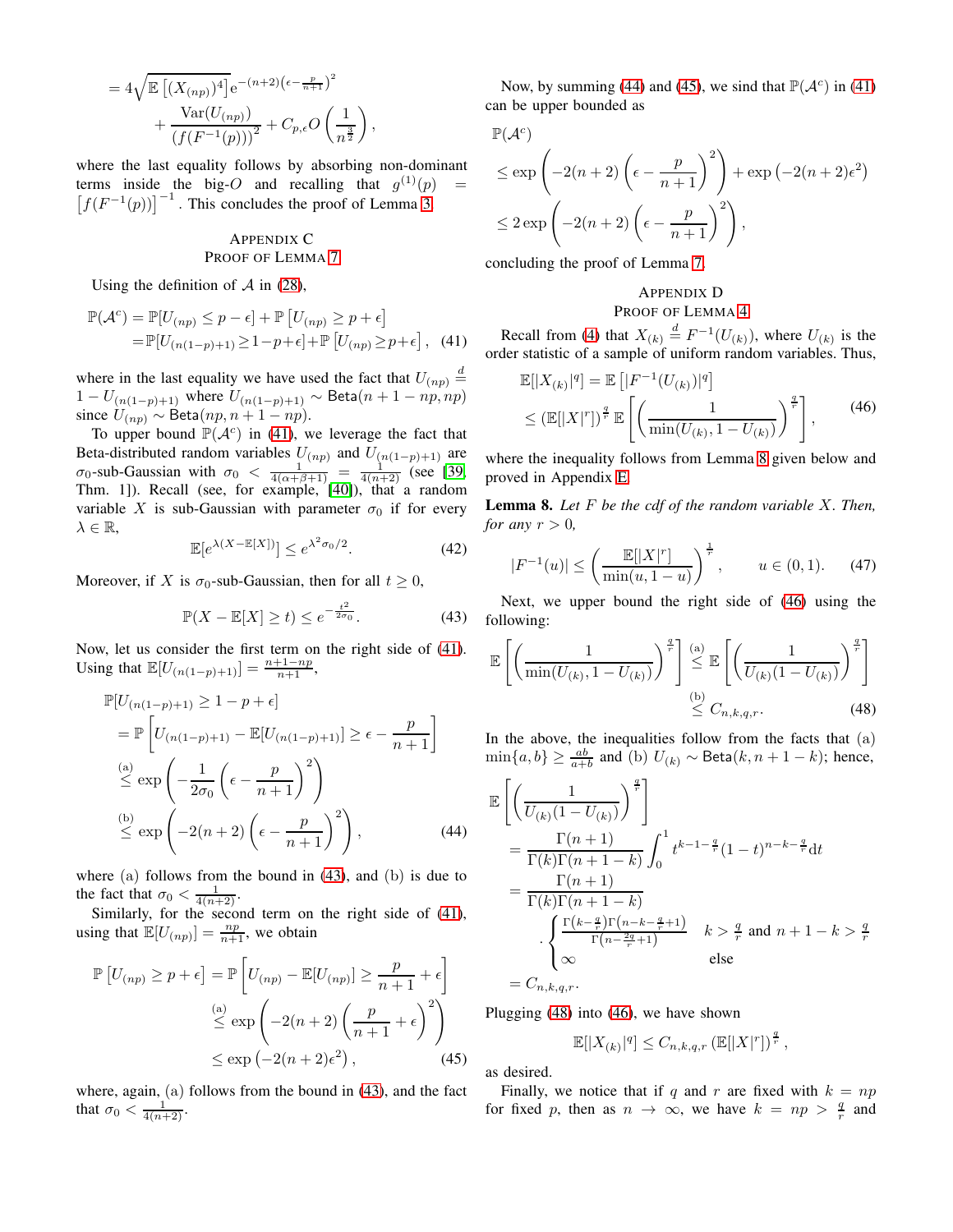$$
= 4\sqrt{\mathbb{E}\left[(X_{(np)})^4\right]} \mathrm{e}^{-(n+2)\left(\epsilon - \frac{p}{n+1}\right)^2} + \frac{\mathrm{Var}(U_{(np)})}{\left(f(F^{-1}(p))\right)^2} + C_{p,\epsilon} O\left(\frac{1}{n^{\frac{3}{2}}}\right),
$$

where the last equality follows by absorbing non-dominant terms inside the big-$O$ and recalling that $g^{(1)}(p) = \left[f(F^{-1}(p))\right]^{-1}$. This concludes the proof of Lemma 3.

## Appendix C
## Proof of Lemma 7

Using the definition of $\mathcal{A}$ in (28),

$$
\begin{aligned}
\mathbb{P}(\mathcal{A}^c) &= \mathbb{P}[U_{(np)} \leq p - \epsilon] + \mathbb{P}\left[U_{(np)} \geq p + \epsilon\right] \\
&= \mathbb{P}[U_{(n(1-p)+1)} \geq 1 - p + \epsilon] + \mathbb{P}\left[U_{(np)} \geq p + \epsilon\right], \quad (41)
\end{aligned}
$$

where in the last equality we have used the fact that $U_{(np)} \stackrel{d}{=} 1 - U_{(n(1-p)+1)}$ where $U_{(n(1-p)+1)} \sim \mathsf{Beta}(n+1-np, np)$ since $U_{(np)} \sim \mathsf{Beta}(np, n+1-np)$.

To upper bound $\mathbb{P}(\mathcal{A}^c)$ in (41), we leverage the fact that Beta-distributed random variables $U_{(np)}$ and $U_{(n(1-p)+1)}$ are $\sigma_0$-sub-Gaussian with $\sigma_0 < \frac{1}{4(\alpha+\beta+1)} = \frac{1}{4(n+2)}$ (see [39, Thm. 1]). Recall (see, for example, [40]), that a random variable $X$ is sub-Gaussian with parameter $\sigma_0$ if for every $\lambda \in \mathbb{R}$,

$$
\mathbb{E}[e^{\lambda(X - \mathbb{E}[X])}] \leq e^{\lambda^2 \sigma_0 / 2}. \quad (42)
$$

Moreover, if $X$ is $\sigma_0$-sub-Gaussian, then for all $t \geq 0$,

$$
\mathbb{P}(X - \mathbb{E}[X] \geq t) \leq e^{-\frac{t^2}{2\sigma_0}}. \quad (43)
$$

Now, let us consider the first term on the right side of (41). Using that $\mathbb{E}[U_{(n(1-p)+1)}] = \frac{n+1-np}{n+1}$,

$$
\begin{aligned}
&\mathbb{P}[U_{(n(1-p)+1)} \geq 1 - p + \epsilon] \\
&= \mathbb{P}\left[U_{(n(1-p)+1)} - \mathbb{E}[U_{(n(1-p)+1)}] \geq \epsilon - \frac{p}{n+1}\right] \\
&\stackrel{(a)}{\leq} \exp\left(-\frac{1}{2\sigma_0}\left(\epsilon - \frac{p}{n+1}\right)^2\right) \\
&\stackrel{(b)}{\leq} \exp\left(-2(n+2)\left(\epsilon - \frac{p}{n+1}\right)^2\right), \quad (44)
\end{aligned}
$$

where (a) follows from the bound in (43), and (b) is due to the fact that $\sigma_0 < \frac{1}{4(n+2)}$.

Similarly, for the second term on the right side of (41), using that $\mathbb{E}[U_{(np)}] = \frac{np}{n+1}$, we obtain

$$
\begin{aligned}
\mathbb{P}\left[U_{(np)} \geq p + \epsilon\right] &= \mathbb{P}\left[U_{(np)} - \mathbb{E}[U_{(np)}] \geq \frac{p}{n+1} + \epsilon\right] \\
&\stackrel{(a)}{\leq} \exp\left(-2(n+2)\left(\frac{p}{n+1} + \epsilon\right)^2\right) \\
&\leq \exp\left(-2(n+2)\epsilon^2\right), \quad (45)
\end{aligned}
$$

where, again, (a) follows from the bound in (43), and the fact that $\sigma_0 < \frac{1}{4(n+2)}$.

Now, by summing (44) and (45), we sind that $\mathbb{P}(\mathcal{A}^c)$ in (41) can be upper bounded as

$$
\begin{aligned}
&\mathbb{P}(\mathcal{A}^c) \\
&\leq \exp\left(-2(n+2)\left(\epsilon - \frac{p}{n+1}\right)^2\right) + \exp\left(-2(n+2)\epsilon^2\right) \\
&\leq 2\exp\left(-2(n+2)\left(\epsilon - \frac{p}{n+1}\right)^2\right),
\end{aligned}
$$

concluding the proof of Lemma 7.

## Appendix D
## Proof of Lemma 4

Recall from (4) that $X_{(k)} \stackrel{d}{=} F^{-1}(U_{(k)})$, where $U_{(k)}$ is the order statistic of a sample of uniform random variables. Thus,

$$
\begin{aligned}
&\mathbb{E}[|X_{(k)}|^q] = \mathbb{E}\left[|F^{-1}(U_{(k)})|^q\right] \\
&\leq \left(\mathbb{E}[|X|^r]\right)^{\frac{q}{r}} \mathbb{E}\left[\left(\frac{1}{\min(U_{(k)}, 1 - U_{(k)})}\right)^{\frac{q}{r}}\right], \quad (46)
\end{aligned}
$$

where the inequality follows from Lemma 8 given below and proved in Appendix E.

**Lemma 8.** *Let $F$ be the cdf of the random variable $X$. Then, for any $r > 0$,*

$$
|F^{-1}(u)| \leq \left(\frac{\mathbb{E}[|X|^r]}{\min(u, 1-u)}\right)^{\frac{1}{r}}, \qquad u \in (0,1). \quad (47)
$$

Next, we upper bound the right side of (46) using the following:

$$
\begin{aligned}
\mathbb{E}\left[\left(\frac{1}{\min(U_{(k)}, 1 - U_{(k)})}\right)^{\frac{q}{r}}\right] &\stackrel{(a)}{\leq} \mathbb{E}\left[\left(\frac{1}{U_{(k)}(1 - U_{(k)})}\right)^{\frac{q}{r}}\right] \\
&\stackrel{(b)}{\leq} C_{n,k,q,r}. \quad (48)
\end{aligned}
$$

In the above, the inequalities follow from the facts that (a) $\min\{a, b\} \geq \frac{ab}{a+b}$ and (b) $U_{(k)} \sim \mathsf{Beta}(k, n+1-k)$; hence,

$$
\begin{aligned}
&\mathbb{E}\left[\left(\frac{1}{U_{(k)}(1 - U_{(k)})}\right)^{\frac{q}{r}}\right] \\
&= \frac{\Gamma(n+1)}{\Gamma(k)\Gamma(n+1-k)} \int_0^1 t^{k-1-\frac{q}{r}}(1-t)^{n-k-\frac{q}{r}} \mathrm{d}t \\
&= \frac{\Gamma(n+1)}{\Gamma(k)\Gamma(n+1-k)} \\
&\quad \cdot \begin{cases} \frac{\Gamma\left(k - \frac{q}{r}\right)\Gamma\left(n-k-\frac{q}{r}+1\right)}{\Gamma\left(n - \frac{2q}{r} + 1\right)} & k > \frac{q}{r} \text{ and } n+1-k > \frac{q}{r} \\ \infty & \text{else} \end{cases} \\
&= C_{n,k,q,r}.
\end{aligned}
$$

Plugging (48) into (46), we have shown

$$
\mathbb{E}[|X_{(k)}|^q] \leq C_{n,k,q,r} \left(\mathbb{E}[|X|^r]\right)^{\frac{q}{r}},
$$

as desired.

Finally, we notice that if $q$ and $r$ are fixed with $k = np$ for fixed $p$, then as $n \to \infty$, we have $k = np > \frac{q}{r}$ and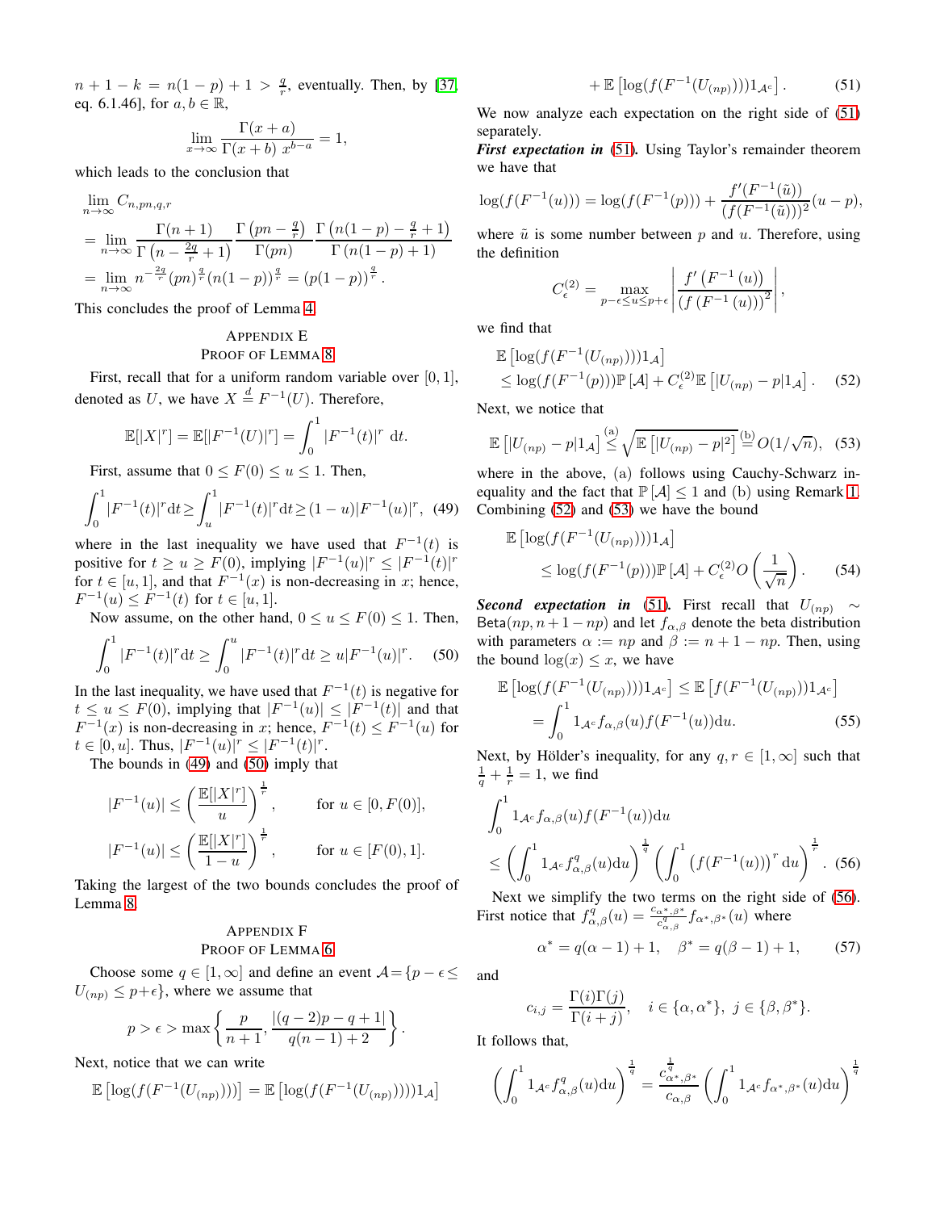$n+1-k = n(1-p)+1 > \frac{q}{r}$, eventually. Then, by [37, eq. 6.1.46], for $a, b \in \mathbb{R}$,

$$\lim_{x\to\infty} \frac{\Gamma(x+a)}{\Gamma(x+b)\, x^{b-a}} = 1,$$

which leads to the conclusion that

$$\begin{aligned}
&\lim_{n\to\infty} C_{n,pn,q,r} \\
&= \lim_{n\to\infty} \frac{\Gamma(n+1)}{\Gamma\left(n-\frac{2q}{r}+1\right)} \frac{\Gamma\left(pn-\frac{q}{r}\right)}{\Gamma(pn)} \frac{\Gamma\left(n(1-p)-\frac{q}{r}+1\right)}{\Gamma\left(n(1-p)+1\right)} \\
&= \lim_{n\to\infty} n^{-\frac{2q}{r}} (pn)^{\frac{q}{r}} (n(1-p))^{\frac{q}{r}} = (p(1-p))^{\frac{q}{r}}.
\end{aligned}$$

This concludes the proof of Lemma 4.

## Appendix E
## Proof of Lemma 8

First, recall that for a uniform random variable over $[0,1]$, denoted as $U$, we have $X \overset{d}{=} F^{-1}(U)$. Therefore,

$$\mathbb{E}[|X|^r] = \mathbb{E}[|F^{-1}(U)|^r] = \int_0^1 |F^{-1}(t)|^r \, \mathrm{d}t.$$

First, assume that $0 \le F(0) \le u \le 1$. Then,

$$\int_0^1 |F^{-1}(t)|^r \mathrm{d}t \ge \int_u^1 |F^{-1}(t)|^r \mathrm{d}t \ge (1-u)|F^{-1}(u)|^r, \quad (49)$$

where in the last inequality we have used that $F^{-1}(t)$ is positive for $t \ge u \ge F(0)$, implying $|F^{-1}(u)|^r \le |F^{-1}(t)|^r$ for $t \in [u,1]$, and that $F^{-1}(x)$ is non-decreasing in $x$; hence, $F^{-1}(u) \le F^{-1}(t)$ for $t \in [u,1]$.

Now assume, on the other hand, $0 \le u \le F(0) \le 1$. Then,

$$\int_0^1 |F^{-1}(t)|^r \mathrm{d}t \ge \int_0^u |F^{-1}(t)|^r \mathrm{d}t \ge u|F^{-1}(u)|^r. \quad (50)$$

In the last inequality, we have used that $F^{-1}(t)$ is negative for $t \le u \le F(0)$, implying that $|F^{-1}(u)| \le |F^{-1}(t)|$ and that $F^{-1}(x)$ is non-decreasing in $x$; hence, $F^{-1}(t) \le F^{-1}(u)$ for $t \in [0,u]$. Thus, $|F^{-1}(u)|^r \le |F^{-1}(t)|^r$.

The bounds in (49) and (50) imply that

$$\begin{aligned}
|F^{-1}(u)| &\le \left(\frac{\mathbb{E}[|X|^r]}{u}\right)^{\frac{1}{r}}, && \text{for } u \in [0, F(0)], \\
|F^{-1}(u)| &\le \left(\frac{\mathbb{E}[|X|^r]}{1-u}\right)^{\frac{1}{r}}, && \text{for } u \in [F(0), 1].
\end{aligned}$$

Taking the largest of the two bounds concludes the proof of Lemma 8.

## Appendix F
## Proof of Lemma 6

Choose some $q \in [1,\infty]$ and define an event $\mathcal{A} = \{p-\epsilon \le U_{(np)} \le p+\epsilon\}$, where we assume that

$$p > \epsilon > \max\left\{\frac{p}{n+1}, \frac{|(q-2)p-q+1|}{q(n-1)+2}\right\}.$$

Next, notice that we can write

$$\begin{aligned}
\mathbb{E}\left[\log(f(F^{-1}(U_{(np)})))\right] &= \mathbb{E}\left[\log(f(F^{-1}(U_{(np)})))1_{\mathcal{A}}\right] \\
&\quad + \mathbb{E}\left[\log(f(F^{-1}(U_{(np)})))1_{\mathcal{A}^c}\right]. \quad (51)
\end{aligned}$$

We now analyze each expectation on the right side of (51) separately.

***First expectation in*** **(51).** Using Taylor's remainder theorem we have that

$$\log(f(F^{-1}(u))) = \log(f(F^{-1}(p))) + \frac{f'(F^{-1}(\tilde{u}))}{(f(F^{-1}(\tilde{u})))^2}(u-p),$$

where $\tilde{u}$ is some number between $p$ and $u$. Therefore, using the definition

$$C_\epsilon^{(2)} = \max_{p-\epsilon \le u \le p+\epsilon} \left| \frac{f'\left(F^{-1}(u)\right)}{\left(f\left(F^{-1}(u)\right)\right)^2} \right|,$$

we find that

$$\begin{aligned}
&\mathbb{E}\left[\log(f(F^{-1}(U_{(np)})))1_{\mathcal{A}}\right] \\
&\le \log(f(F^{-1}(p)))\mathbb{P}[\mathcal{A}] + C_\epsilon^{(2)} \mathbb{E}\left[|U_{(np)} - p|1_{\mathcal{A}}\right]. \quad (52)
\end{aligned}$$

Next, we notice that

$$\mathbb{E}\left[|U_{(np)} - p|1_{\mathcal{A}}\right] \overset{\text{(a)}}{\le} \sqrt{\mathbb{E}\left[|U_{(np)} - p|^2\right]} \overset{\text{(b)}}{=} O(1/\sqrt{n}), \quad (53)$$

where in the above, (a) follows using Cauchy-Schwarz inequality and the fact that $\mathbb{P}[\mathcal{A}] \le 1$ and (b) using Remark 1. Combining (52) and (53) we have the bound

$$\begin{aligned}
&\mathbb{E}\left[\log(f(F^{-1}(U_{(np)})))1_{\mathcal{A}}\right] \\
&\qquad \le \log(f(F^{-1}(p)))\mathbb{P}[\mathcal{A}] + C_\epsilon^{(2)} O\left(\frac{1}{\sqrt{n}}\right). \quad (54)
\end{aligned}$$

***Second expectation in*** **(51).** First recall that $U_{(np)} \sim \text{Beta}(np, n+1-np)$ and let $f_{\alpha,\beta}$ denote the beta distribution with parameters $\alpha := np$ and $\beta := n+1-np$. Then, using the bound $\log(x) \le x$, we have

$$\begin{aligned}
\mathbb{E}\left[\log(f(F^{-1}(U_{(np)})))1_{\mathcal{A}^c}\right] &\le \mathbb{E}\left[f(F^{-1}(U_{(np)}))1_{\mathcal{A}^c}\right] \\
&= \int_0^1 1_{\mathcal{A}^c} f_{\alpha,\beta}(u) f(F^{-1}(u)) \mathrm{d}u. \quad (55)
\end{aligned}$$

Next, by Hölder's inequality, for any $q, r \in [1,\infty]$ such that $\frac{1}{q} + \frac{1}{r} = 1$, we find

$$\begin{aligned}
&\int_0^1 1_{\mathcal{A}^c} f_{\alpha,\beta}(u) f(F^{-1}(u)) \mathrm{d}u \\
&\le \left(\int_0^1 1_{\mathcal{A}^c} f_{\alpha,\beta}^q(u) \mathrm{d}u\right)^{\frac{1}{q}} \left(\int_0^1 \left(f(F^{-1}(u))\right)^r \mathrm{d}u\right)^{\frac{1}{r}}. \quad (56)
\end{aligned}$$

Next we simplify the two terms on the right side of (56). First notice that $f_{\alpha,\beta}^q(u) = \frac{c_{\alpha^*,\beta^*}}{c_{\alpha,\beta}^q} f_{\alpha^*,\beta^*}(u)$ where

$$\alpha^* = q(\alpha-1)+1, \quad \beta^* = q(\beta-1)+1, \quad (57)$$

and

$$c_{i,j} = \frac{\Gamma(i)\Gamma(j)}{\Gamma(i+j)}, \quad i \in \{\alpha, \alpha^*\},\ j \in \{\beta, \beta^*\}.$$

It follows that,

$$\left(\int_0^1 1_{\mathcal{A}^c} f_{\alpha,\beta}^q(u) \mathrm{d}u\right)^{\frac{1}{q}} = \frac{c_{\alpha^*,\beta^*}^{\frac{1}{q}}}{c_{\alpha,\beta}} \left(\int_0^1 1_{\mathcal{A}^c} f_{\alpha^*,\beta^*}(u) \mathrm{d}u\right)^{\frac{1}{q}}$$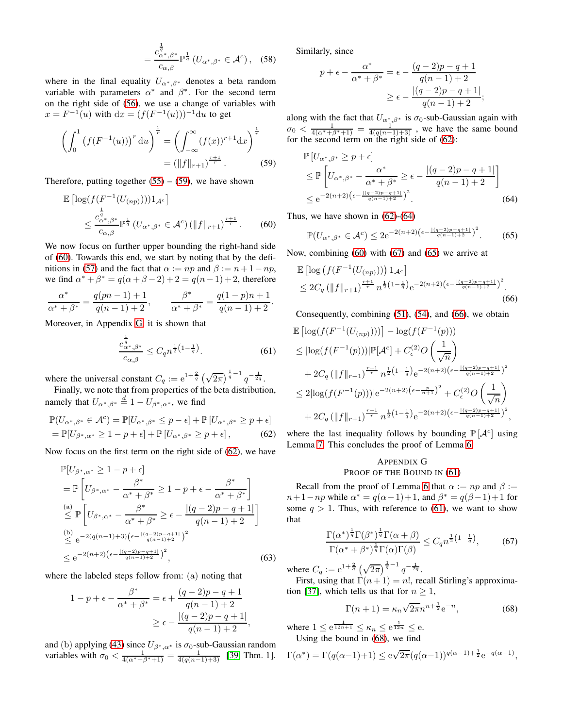$$= \frac{c_{\alpha^*,\beta^*}^{\frac{1}{q}}}{c_{\alpha,\beta}} \mathbb{P}^{\frac{1}{q}} \left(U_{\alpha^*,\beta^*} \in \mathcal{A}^c\right), \quad (58)$$

where in the final equality $U_{\alpha^*,\beta^*}$ denotes a beta random variable with parameters $\alpha^*$ and $\beta^*$. For the second term on the right side of (56), we use a change of variables with $x = F^{-1}(u)$ with $\mathrm{d}x = (f(F^{-1}(u)))^{-1}\mathrm{d}u$ to get

$$\left(\int_0^1 \left(f(F^{-1}(u))\right)^r \mathrm{d}u\right)^{\frac{1}{r}} = \left(\int_{-\infty}^{\infty} (f(x))^{r+1}\mathrm{d}x\right)^{\frac{1}{r}} = \left(\|f\|_{r+1}\right)^{\frac{r+1}{r}}. \quad (59)$$

Therefore, putting together (55) – (59), we have shown

$$\mathbb{E}\left[\log(f(F^{-1}(U_{(np)})))1_{\mathcal{A}^c}\right] \leq \frac{c_{\alpha^*,\beta^*}^{\frac{1}{q}}}{c_{\alpha,\beta}} \mathbb{P}^{\frac{1}{q}} \left(U_{\alpha^*,\beta^*} \in \mathcal{A}^c\right) \left(\|f\|_{r+1}\right)^{\frac{r+1}{r}}. \quad (60)$$

We now focus on further upper bounding the right-hand side of (60). Towards this end, we start by noting that by the definitions in (57) and the fact that $\alpha := np$ and $\beta := n+1-np$, we find $\alpha^* + \beta^* = q(\alpha+\beta-2)+2 = q(n-1)+2$, therefore

$$\frac{\alpha^*}{\alpha^*+\beta^*} = \frac{q(pn-1)+1}{q(n-1)+2}, \qquad \frac{\beta^*}{\alpha^*+\beta^*} = \frac{q(1-p)n+1}{q(n-1)+2}.$$

Moreover, in Appendix G, it is shown that

$$\frac{c_{\alpha^*,\beta^*}^{\frac{1}{q}}}{c_{\alpha,\beta}} \leq C_q n^{\frac{1}{2}\left(1-\frac{1}{q}\right)}. \quad (61)$$

where the universal constant $C_q := \mathrm{e}^{1+\frac{2}{q}} \left(\sqrt{2\pi}\right)^{\frac{1}{q}-1} q^{-\frac{1}{2q}}$.

Finally, we note that from properties of the beta distribution, namely that $U_{\alpha^*,\beta^*} \stackrel{d}{=} 1 - U_{\beta^*,\alpha^*}$, we find

$$\begin{aligned}
&\mathbb{P}(U_{\alpha^*,\beta^*} \in \mathcal{A}^c) = \mathbb{P}[U_{\alpha^*,\beta^*} \leq p - \epsilon] + \mathbb{P}\left[U_{\alpha^*,\beta^*} \geq p + \epsilon\right] \\
&= \mathbb{P}[U_{\beta^*,\alpha^*} \geq 1 - p + \epsilon] + \mathbb{P}\left[U_{\alpha^*,\beta^*} \geq p + \epsilon\right], \quad (62)
\end{aligned}$$

Now focus on the first term on the right side of (62), we have

$$\begin{aligned}
&\mathbb{P}[U_{\beta^*,\alpha^*} \geq 1 - p + \epsilon] \\
&= \mathbb{P}\left[U_{\beta^*,\alpha^*} - \frac{\beta^*}{\alpha^*+\beta^*} \geq 1 - p + \epsilon - \frac{\beta^*}{\alpha^*+\beta^*}\right] \\
&\stackrel{(a)}{\leq} \mathbb{P}\left[U_{\beta^*,\alpha^*} - \frac{\beta^*}{\alpha^*+\beta^*} \geq \epsilon - \frac{|(q-2)p-q+1|}{q(n-1)+2}\right] \\
&\stackrel{(b)}{\leq} \mathrm{e}^{-2(q(n-1)+3)\left(\epsilon - \frac{|(q-2)p-q+1|}{q(n-1)+2}\right)^2} \\
&\leq \mathrm{e}^{-2(n+2)\left(\epsilon - \frac{|(q-2)p-q+1|}{q(n-1)+2}\right)^2}, \quad (63)
\end{aligned}$$

where the labeled steps follow from: (a) noting that

$$1 - p + \epsilon - \frac{\beta^*}{\alpha^*+\beta^*} = \epsilon + \frac{(q-2)p-q+1}{q(n-1)+2} \geq \epsilon - \frac{|(q-2)p-q+1|}{q(n-1)+2},$$

and (b) applying (43) since $U_{\beta^*,\alpha^*}$ is $\sigma_0$-sub-Gaussian random variables with $\sigma_0 < \frac{1}{4(\alpha^*+\beta^*+1)} = \frac{1}{4(q(n-1)+3)}$ [39, Thm. 1].

Similarly, since

$$p + \epsilon - \frac{\alpha^*}{\alpha^*+\beta^*} = \epsilon - \frac{(q-2)p-q+1}{q(n-1)+2} \geq \epsilon - \frac{|(q-2)p-q+1|}{q(n-1)+2};$$

along with the fact that $U_{\alpha^*,\beta^*}$ is $\sigma_0$-sub-Gaussian again with $\sigma_0 < \frac{1}{4(\alpha^*+\beta^*+1)} = \frac{1}{4(q(n-1)+3)}$ , we have the same bound for the second term on the right side of (62):

$$\begin{aligned}
&\mathbb{P}\left[U_{\alpha^*,\beta^*} \geq p + \epsilon\right] \\
&\leq \mathbb{P}\left[U_{\alpha^*,\beta^*} - \frac{\alpha^*}{\alpha^*+\beta^*} \geq \epsilon - \frac{|(q-2)p-q+1|}{q(n-1)+2}\right] \\
&\leq \mathrm{e}^{-2(n+2)\left(\epsilon - \frac{|(q-2)p-q+1|}{q(n-1)+2}\right)^2}. \quad (64)
\end{aligned}$$

Thus, we have shown in (62)-(64)

$$\mathbb{P}(U_{\alpha^*,\beta^*} \in \mathcal{A}^c) \leq 2\mathrm{e}^{-2(n+2)\left(\epsilon - \frac{|(q-2)p-q+1|}{q(n-1)+2}\right)^2}. \quad (65)$$

Now, combining (60) with (67) and (65) we arrive at

$$\begin{aligned}
&\mathbb{E}\left[\log\left(f(F^{-1}(U_{(np)}))\right)1_{\mathcal{A}^c}\right] \\
&\leq 2C_q \left(\|f\|_{r+1}\right)^{\frac{r+1}{r}} n^{\frac{1}{2}\left(1-\frac{1}{q}\right)} \mathrm{e}^{-2(n+2)\left(\epsilon - \frac{|(q-2)p-q+1|}{q(n-1)+2}\right)^2}. \quad (66)
\end{aligned}$$

Consequently, combining (51), (54), and (66), we obtain

$$\begin{aligned}
&\mathbb{E}\left[\log(f(F^{-1}(U_{(np)})))\right] - \log(f(F^{-1}(p))) \\
&\leq |\log(f(F^{-1}(p)))|\mathbb{P}[\mathcal{A}^c] + C_\epsilon^{(2)} O\left(\frac{1}{\sqrt{n}}\right) \\
&\quad + 2C_q \left(\|f\|_{r+1}\right)^{\frac{r+1}{r}} n^{\frac{1}{2}\left(1-\frac{1}{q}\right)} \mathrm{e}^{-2(n+2)\left(\epsilon - \frac{|(q-2)p-q+1|}{q(n-1)+2}\right)^2} \\
&\leq 2|\log(f(F^{-1}(p)))|\mathrm{e}^{-2(n+2)\left(\epsilon - \frac{p}{n+1}\right)^2} + C_\epsilon^{(2)} O\left(\frac{1}{\sqrt{n}}\right) \\
&\quad + 2C_q \left(\|f\|_{r+1}\right)^{\frac{r+1}{r}} n^{\frac{1}{2}\left(1-\frac{1}{q}\right)} \mathrm{e}^{-2(n+2)\left(\epsilon - \frac{|(q-2)p-q+1|}{q(n-1)+2}\right)^2},
\end{aligned}$$

where the last inequality follows by bounding $\mathbb{P}\left[\mathcal{A}^c\right]$ using Lemma 7. This concludes the proof of Lemma 6.

## Appendix G
## Proof of the Bound in (61)

Recall from the proof of Lemma 6 that $\alpha := np$ and $\beta := n+1-np$ while $\alpha^* = q(\alpha-1)+1$, and $\beta^* = q(\beta-1)+1$ for some $q > 1$. Thus, with reference to (61), we want to show that

$$\frac{\Gamma(\alpha^*)^{\frac{1}{q}}\Gamma(\beta^*)^{\frac{1}{q}}\Gamma(\alpha+\beta)}{\Gamma(\alpha^*+\beta^*)^{\frac{1}{q}}\Gamma(\alpha)\Gamma(\beta)} \leq C_q n^{\frac{1}{2}\left(1-\frac{1}{q}\right)}, \quad (67)$$

where $C_q := \mathrm{e}^{1+\frac{2}{q}} \left(\sqrt{2\pi}\right)^{\frac{1}{q}-1} q^{-\frac{1}{2q}}$.

First, using that $\Gamma(n+1) = n!$, recall Stirling's approximation [37], which tells us that for $n \geq 1$,

$$\Gamma(n+1) = \kappa_n \sqrt{2\pi} n^{n+\frac{1}{2}} \mathrm{e}^{-n}, \quad (68)$$

where $1 \leq \mathrm{e}^{\frac{1}{12n+1}} \leq \kappa_n \leq \mathrm{e}^{\frac{1}{12n}} \leq \mathrm{e}$.

Using the bound in (68), we find

$$\Gamma(\alpha^*) = \Gamma(q(\alpha-1)+1) \leq \mathrm{e}\sqrt{2\pi}(q(\alpha-1))^{q(\alpha-1)+\frac{1}{2}}\mathrm{e}^{-q(\alpha-1)},$$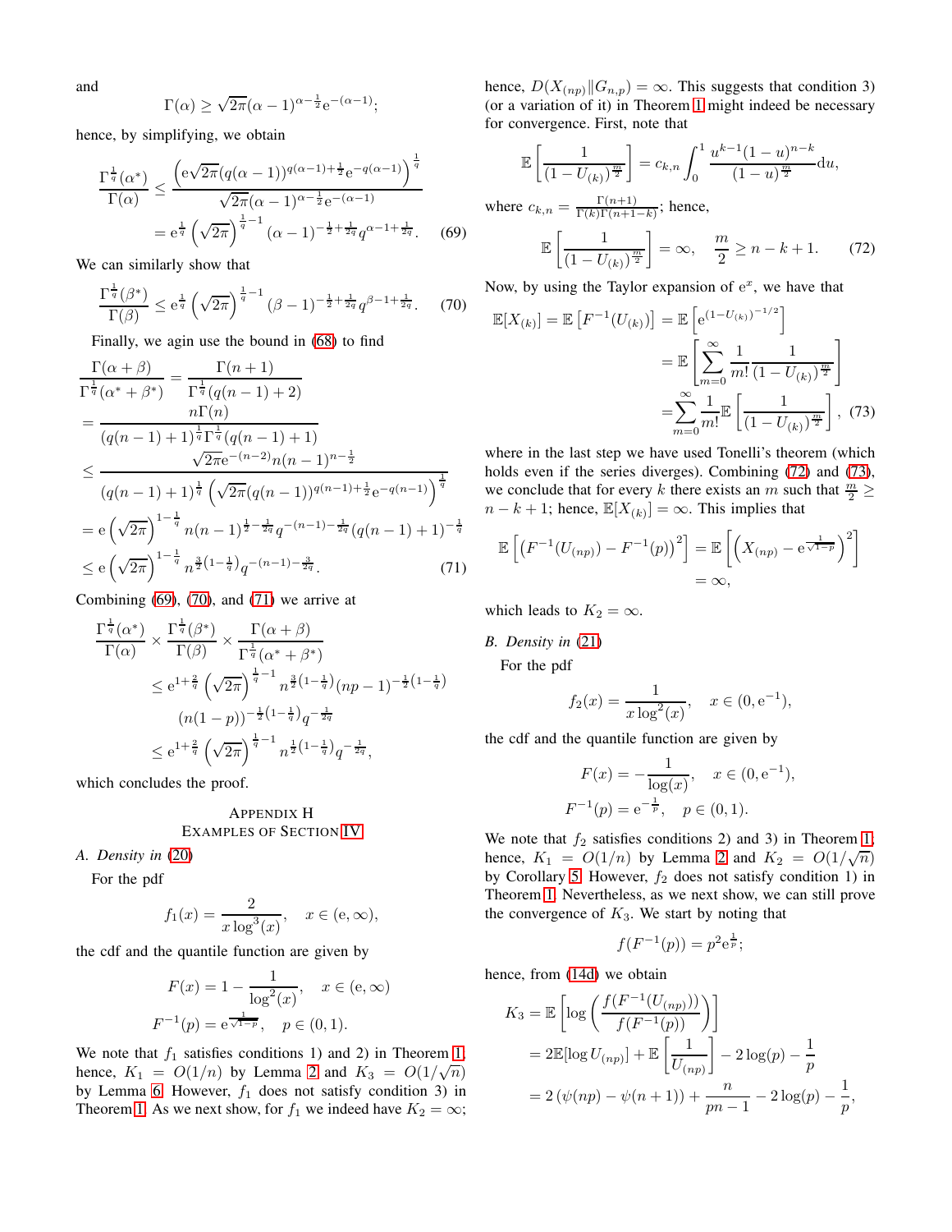and

$$\Gamma(\alpha) \geq \sqrt{2\pi}(\alpha-1)^{\alpha-\frac{1}{2}}\mathrm{e}^{-(\alpha-1)};$$

hence, by simplifying, we obtain

$$\begin{aligned}\frac{\Gamma^{\frac{1}{q}}(\alpha^*)}{\Gamma(\alpha)} &\leq \frac{\left(\mathrm{e}\sqrt{2\pi}(q(\alpha-1))^{q(\alpha-1)+\frac{1}{2}}\mathrm{e}^{-q(\alpha-1)}\right)^{\frac{1}{q}}}{\sqrt{2\pi}(\alpha-1)^{\alpha-\frac{1}{2}}\mathrm{e}^{-(\alpha-1)}} \\ &= \mathrm{e}^{\frac{1}{q}}\left(\sqrt{2\pi}\right)^{\frac{1}{q}-1}(\alpha-1)^{-\frac{1}{2}+\frac{1}{2q}}q^{\alpha-1+\frac{1}{2q}}. \end{aligned} \tag{69}$$

We can similarly show that

$$\frac{\Gamma^{\frac{1}{q}}(\beta^*)}{\Gamma(\beta)} \leq \mathrm{e}^{\frac{1}{q}}\left(\sqrt{2\pi}\right)^{\frac{1}{q}-1}(\beta-1)^{-\frac{1}{2}+\frac{1}{2q}}q^{\beta-1+\frac{1}{2q}}. \tag{70}$$

Finally, we agin use the bound in (68) to find

$$\begin{aligned}\frac{\Gamma(\alpha+\beta)}{\Gamma^{\frac{1}{q}}(\alpha^*+\beta^*)} &= \frac{\Gamma(n+1)}{\Gamma^{\frac{1}{q}}(q(n-1)+2)} \\ &= \frac{n\Gamma(n)}{(q(n-1)+1)^{\frac{1}{q}}\Gamma^{\frac{1}{q}}(q(n-1)+1)} \\ &\leq \frac{\sqrt{2\pi}\mathrm{e}^{-(n-2)}n(n-1)^{n-\frac{1}{2}}}{(q(n-1)+1)^{\frac{1}{q}}\left(\sqrt{2\pi}(q(n-1))^{q(n-1)+\frac{1}{2}}\mathrm{e}^{-q(n-1)}\right)^{\frac{1}{q}}} \\ &= \mathrm{e}\left(\sqrt{2\pi}\right)^{1-\frac{1}{q}}n(n-1)^{\frac{1}{2}-\frac{1}{2q}}q^{-(n-1)-\frac{1}{2q}}(q(n-1)+1)^{-\frac{1}{q}} \\ &\leq \mathrm{e}\left(\sqrt{2\pi}\right)^{1-\frac{1}{q}}n^{\frac{3}{2}\left(1-\frac{1}{q}\right)}q^{-(n-1)-\frac{3}{2q}}. \end{aligned} \tag{71}$$

Combining (69), (70), and (71) we arrive at

$$\begin{aligned}&\frac{\Gamma^{\frac{1}{q}}(\alpha^*)}{\Gamma(\alpha)} \times \frac{\Gamma^{\frac{1}{q}}(\beta^*)}{\Gamma(\beta)} \times \frac{\Gamma(\alpha+\beta)}{\Gamma^{\frac{1}{q}}(\alpha^*+\beta^*)} \\ &\leq \mathrm{e}^{1+\frac{2}{q}}\left(\sqrt{2\pi}\right)^{\frac{1}{q}-1}n^{\frac{3}{2}\left(1-\frac{1}{q}\right)}(np-1)^{-\frac{1}{2}\left(1-\frac{1}{q}\right)} \\ &\quad (n(1-p))^{-\frac{1}{2}\left(1-\frac{1}{q}\right)}q^{-\frac{1}{2q}} \\ &\leq \mathrm{e}^{1+\frac{2}{q}}\left(\sqrt{2\pi}\right)^{\frac{1}{q}-1}n^{\frac{1}{2}\left(1-\frac{1}{q}\right)}q^{-\frac{1}{2q}}, \end{aligned}$$

which concludes the proof.

## Appendix H
## Examples of Section IV

### A. Density in (20)

For the pdf

$$f_1(x) = \frac{2}{x\log^3(x)}, \quad x \in (\mathrm{e}, \infty),$$

the cdf and the quantile function are given by

$$\begin{aligned}F(x) &= 1 - \frac{1}{\log^2(x)}, \quad x \in (\mathrm{e}, \infty) \\ F^{-1}(p) &= \mathrm{e}^{\frac{1}{\sqrt{1-p}}}, \quad p \in (0,1).\end{aligned}$$

We note that $f_1$ satisfies conditions 1) and 2) in Theorem 1; hence, $K_1 = O(1/n)$ by Lemma 2 and $K_3 = O(1/\sqrt{n})$ by Lemma 6. However, $f_1$ does not satisfy condition 3) in Theorem 1. As we next show, for $f_1$ we indeed have $K_2 = \infty$; hence, $D(X_{(np)} \| G_{n,p}) = \infty$. This suggests that condition 3) (or a variation of it) in Theorem 1 might indeed be necessary for convergence. First, note that

$$\mathbb{E}\left[\frac{1}{(1-U_{(k)})^{\frac{m}{2}}}\right] = c_{k,n}\int_0^1 \frac{u^{k-1}(1-u)^{n-k}}{(1-u)^{\frac{m}{2}}}\mathrm{d}u,$$

where $c_{k,n} = \frac{\Gamma(n+1)}{\Gamma(k)\Gamma(n+1-k)}$; hence,

$$\mathbb{E}\left[\frac{1}{(1-U_{(k)})^{\frac{m}{2}}}\right] = \infty, \quad \frac{m}{2} \geq n-k+1. \tag{72}$$

Now, by using the Taylor expansion of $\mathrm{e}^x$, we have that

$$\begin{aligned}\mathbb{E}[X_{(k)}] = \mathbb{E}\left[F^{-1}(U_{(k)})\right] &= \mathbb{E}\left[\mathrm{e}^{(1-U_{(k)})^{-1/2}}\right] \\ &= \mathbb{E}\left[\sum_{m=0}^{\infty}\frac{1}{m!}\frac{1}{(1-U_{(k)})^{\frac{m}{2}}}\right] \\ &= \sum_{m=0}^{\infty}\frac{1}{m!}\mathbb{E}\left[\frac{1}{(1-U_{(k)})^{\frac{m}{2}}}\right], \end{aligned} \tag{73}$$

where in the last step we have used Tonelli's theorem (which holds even if the series diverges). Combining (72) and (73), we conclude that for every $k$ there exists an $m$ such that $\frac{m}{2} \geq n-k+1$; hence, $\mathbb{E}[X_{(k)}] = \infty$. This implies that

$$\begin{aligned}\mathbb{E}\left[\left(F^{-1}(U_{(np)}) - F^{-1}(p)\right)^2\right] &= \mathbb{E}\left[\left(X_{(np)} - \mathrm{e}^{\frac{1}{\sqrt{1-p}}}\right)^2\right] \\ &= \infty,\end{aligned}$$

which leads to $K_2 = \infty$.

### B. Density in (21)

For the pdf

$$f_2(x) = \frac{1}{x\log^2(x)}, \quad x \in (0, \mathrm{e}^{-1}),$$

the cdf and the quantile function are given by

$$\begin{aligned}F(x) &= -\frac{1}{\log(x)}, \quad x \in (0, \mathrm{e}^{-1}), \\ F^{-1}(p) &= \mathrm{e}^{-\frac{1}{p}}, \quad p \in (0,1).\end{aligned}$$

We note that $f_2$ satisfies conditions 2) and 3) in Theorem 1; hence, $K_1 = O(1/n)$ by Lemma 2 and $K_2 = O(1/\sqrt{n})$ by Corollary 5. However, $f_2$ does not satisfy condition 1) in Theorem 1. Nevertheless, as we next show, we can still prove the convergence of $K_3$. We start by noting that

$$f(F^{-1}(p)) = p^2\mathrm{e}^{\frac{1}{p}};$$

hence, from (14d) we obtain

$$\begin{aligned}K_3 &= \mathbb{E}\left[\log\left(\frac{f(F^{-1}(U_{(np)}))}{f(F^{-1}(p))}\right)\right] \\ &= 2\mathbb{E}[\log U_{(np)}] + \mathbb{E}\left[\frac{1}{U_{(np)}}\right] - 2\log(p) - \frac{1}{p} \\ &= 2\left(\psi(np) - \psi(n+1)\right) + \frac{n}{pn-1} - 2\log(p) - \frac{1}{p},\end{aligned}$$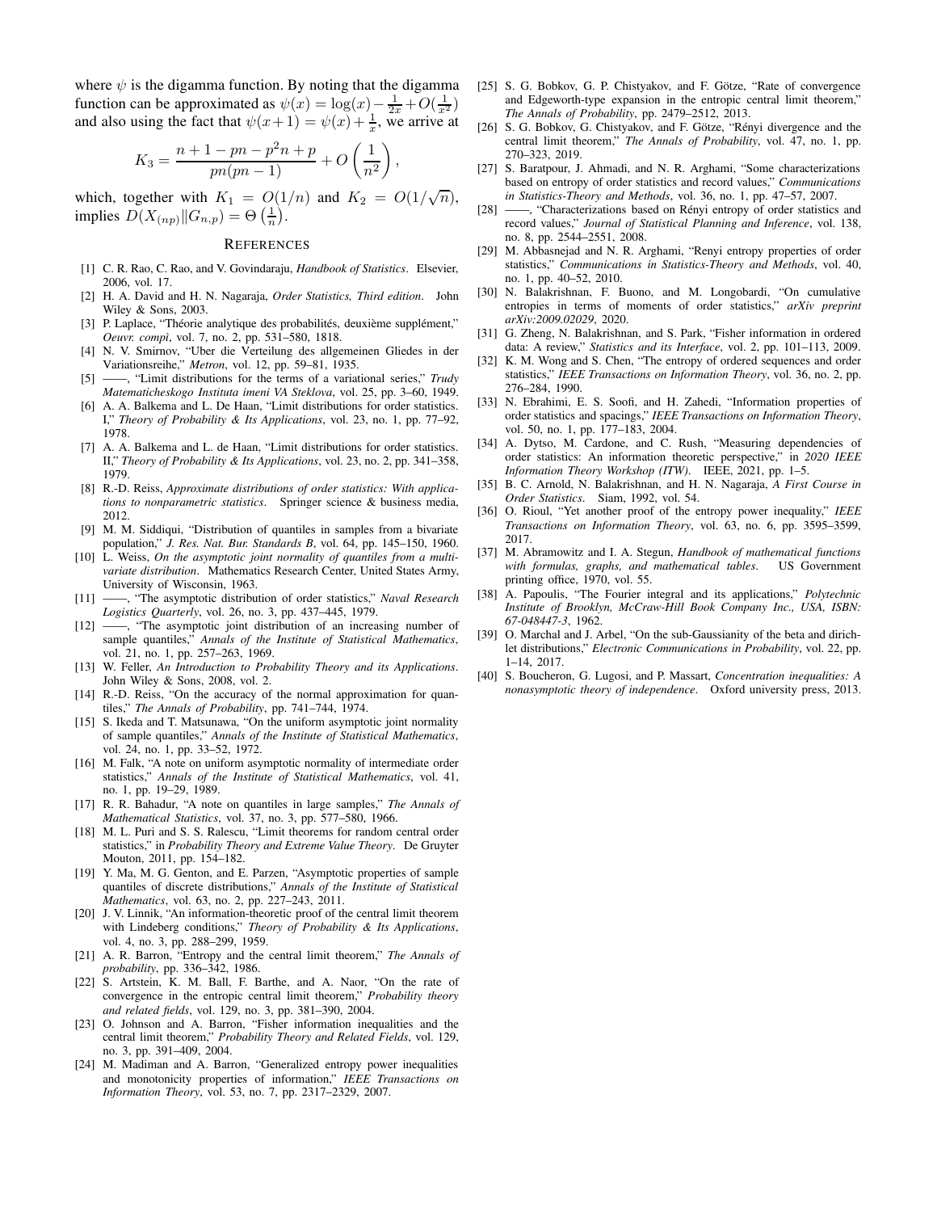where $\psi$ is the digamma function. By noting that the digamma function can be approximated as $\psi(x) = \log(x) - \frac{1}{2x} + O(\frac{1}{x^2})$ and also using the fact that $\psi(x+1) = \psi(x) + \frac{1}{x}$, we arrive at

$$K_3 = \frac{n + 1 - pn - p^2 n + p}{pn(pn - 1)} + O\left(\frac{1}{n^2}\right),$$

which, together with $K_1 = O(1/n)$ and $K_2 = O(1/\sqrt{n})$, implies $D(X_{(np)} \| G_{n,p}) = \Theta\left(\frac{1}{n}\right)$.

## REFERENCES

[1] C. R. Rao, C. Rao, and V. Govindaraju, *Handbook of Statistics*. Elsevier, 2006, vol. 17.

[2] H. A. David and H. N. Nagaraja, *Order Statistics, Third edition*. John Wiley & Sons, 2003.

[3] P. Laplace, "Théorie analytique des probabilités, deuxième supplément," *Oeuvr. compì*, vol. 7, no. 2, pp. 531–580, 1818.

[4] N. V. Smirnov, "Uber die Verteilung des allgemeinen Gliedes in der Variationsreihe," *Metron*, vol. 12, pp. 59–81, 1935.

[5] ——, "Limit distributions for the terms of a variational series," *Trudy Matematicheskogo Instituta imeni VA Steklova*, vol. 25, pp. 3–60, 1949.

[6] A. A. Balkema and L. De Haan, "Limit distributions for order statistics. I," *Theory of Probability & Its Applications*, vol. 23, no. 1, pp. 77–92, 1978.

[7] A. A. Balkema and L. de Haan, "Limit distributions for order statistics. II," *Theory of Probability & Its Applications*, vol. 23, no. 2, pp. 341–358, 1979.

[8] R.-D. Reiss, *Approximate distributions of order statistics: With applications to nonparametric statistics*. Springer science & business media, 2012.

[9] M. M. Siddiqui, "Distribution of quantiles in samples from a bivariate population," *J. Res. Nat. Bur. Standards B*, vol. 64, pp. 145–150, 1960.

[10] L. Weiss, *On the asymptotic joint normality of quantiles from a multivariate distribution*. Mathematics Research Center, United States Army, University of Wisconsin, 1963.

[11] ——, "The asymptotic distribution of order statistics," *Naval Research Logistics Quarterly*, vol. 26, no. 3, pp. 437–445, 1979.

[12] ——, "The asymptotic joint distribution of an increasing number of sample quantiles," *Annals of the Institute of Statistical Mathematics*, vol. 21, no. 1, pp. 257–263, 1969.

[13] W. Feller, *An Introduction to Probability Theory and its Applications*. John Wiley & Sons, 2008, vol. 2.

[14] R.-D. Reiss, "On the accuracy of the normal approximation for quantiles," *The Annals of Probability*, pp. 741–744, 1974.

[15] S. Ikeda and T. Matsunawa, "On the uniform asymptotic joint normality of sample quantiles," *Annals of the Institute of Statistical Mathematics*, vol. 24, no. 1, pp. 33–52, 1972.

[16] M. Falk, "A note on uniform asymptotic normality of intermediate order statistics," *Annals of the Institute of Statistical Mathematics*, vol. 41, no. 1, pp. 19–29, 1989.

[17] R. R. Bahadur, "A note on quantiles in large samples," *The Annals of Mathematical Statistics*, vol. 37, no. 3, pp. 577–580, 1966.

[18] M. L. Puri and S. S. Ralescu, "Limit theorems for random central order statistics," in *Probability Theory and Extreme Value Theory*. De Gruyter Mouton, 2011, pp. 154–182.

[19] Y. Ma, M. G. Genton, and E. Parzen, "Asymptotic properties of sample quantiles of discrete distributions," *Annals of the Institute of Statistical Mathematics*, vol. 63, no. 2, pp. 227–243, 2011.

[20] J. V. Linnik, "An information-theoretic proof of the central limit theorem with Lindeberg conditions," *Theory of Probability & Its Applications*, vol. 4, no. 3, pp. 288–299, 1959.

[21] A. R. Barron, "Entropy and the central limit theorem," *The Annals of probability*, pp. 336–342, 1986.

[22] S. Artstein, K. M. Ball, F. Barthe, and A. Naor, "On the rate of convergence in the entropic central limit theorem," *Probability theory and related fields*, vol. 129, no. 3, pp. 381–390, 2004.

[23] O. Johnson and A. Barron, "Fisher information inequalities and the central limit theorem," *Probability Theory and Related Fields*, vol. 129, no. 3, pp. 391–409, 2004.

[24] M. Madiman and A. Barron, "Generalized entropy power inequalities and monotonicity properties of information," *IEEE Transactions on Information Theory*, vol. 53, no. 7, pp. 2317–2329, 2007.

[25] S. G. Bobkov, G. P. Chistyakov, and F. Götze, "Rate of convergence and Edgeworth-type expansion in the entropic central limit theorem," *The Annals of Probability*, pp. 2479–2512, 2013.

[26] S. G. Bobkov, G. Chistyakov, and F. Götze, "Rényi divergence and the central limit theorem," *The Annals of Probability*, vol. 47, no. 1, pp. 270–323, 2019.

[27] S. Baratpour, J. Ahmadi, and N. R. Arghami, "Some characterizations based on entropy of order statistics and record values," *Communications in Statistics-Theory and Methods*, vol. 36, no. 1, pp. 47–57, 2007.

[28] ——, "Characterizations based on Rényi entropy of order statistics and record values," *Journal of Statistical Planning and Inference*, vol. 138, no. 8, pp. 2544–2551, 2008.

[29] M. Abbasnejad and N. R. Arghami, "Renyi entropy properties of order statistics," *Communications in Statistics-Theory and Methods*, vol. 40, no. 1, pp. 40–52, 2010.

[30] N. Balakrishnan, F. Buono, and M. Longobardi, "On cumulative entropies in terms of moments of order statistics," *arXiv preprint arXiv:2009.02029*, 2020.

[31] G. Zheng, N. Balakrishnan, and S. Park, "Fisher information in ordered data: A review," *Statistics and its Interface*, vol. 2, pp. 101–113, 2009.

[32] K. M. Wong and S. Chen, "The entropy of ordered sequences and order statistics," *IEEE Transactions on Information Theory*, vol. 36, no. 2, pp. 276–284, 1990.

[33] N. Ebrahimi, E. S. Soofi, and H. Zahedi, "Information properties of order statistics and spacings," *IEEE Transactions on Information Theory*, vol. 50, no. 1, pp. 177–183, 2004.

[34] A. Dytso, M. Cardone, and C. Rush, "Measuring dependencies of order statistics: An information theoretic perspective," in *2020 IEEE Information Theory Workshop (ITW)*. IEEE, 2021, pp. 1–5.

[35] B. C. Arnold, N. Balakrishnan, and H. N. Nagaraja, *A First Course in Order Statistics*. Siam, 1992, vol. 54.

[36] O. Rioul, "Yet another proof of the entropy power inequality," *IEEE Transactions on Information Theory*, vol. 63, no. 6, pp. 3595–3599, 2017.

[37] M. Abramowitz and I. A. Stegun, *Handbook of mathematical functions with formulas, graphs, and mathematical tables*. US Government printing office, 1970, vol. 55.

[38] A. Papoulis, "The Fourier integral and its applications," *Polytechnic Institute of Brooklyn, McCraw-Hill Book Company Inc., USA, ISBN: 67-048447-3*, 1962.

[39] O. Marchal and J. Arbel, "On the sub-Gaussianity of the beta and dirichlet distributions," *Electronic Communications in Probability*, vol. 22, pp. 1–14, 2017.

[40] S. Boucheron, G. Lugosi, and P. Massart, *Concentration inequalities: A nonasymptotic theory of independence*. Oxford university press, 2013.